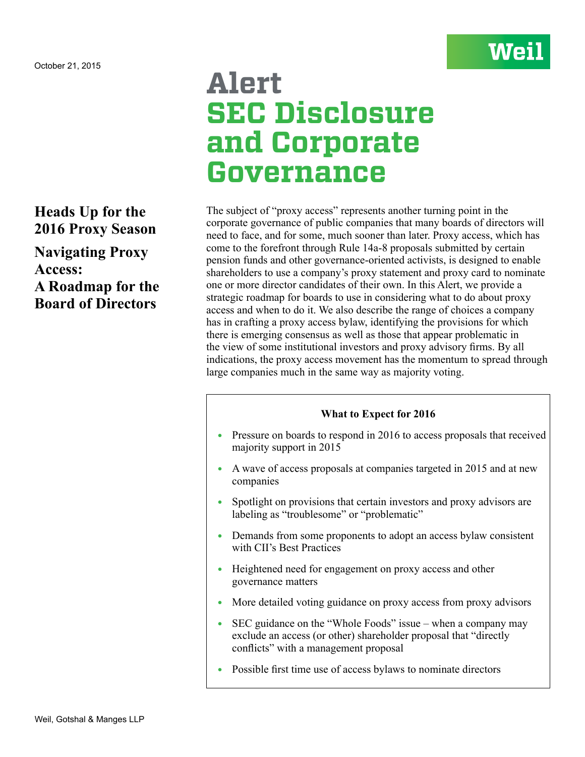October 21, 2015

Weil

# Alert
# SEC Disclosure and Corporate Governance

## Heads Up for the 2016 Proxy Season

## Navigating Proxy Access: A Roadmap for the Board of Directors

The subject of "proxy access" represents another turning point in the corporate governance of public companies that many boards of directors will need to face, and for some, much sooner than later. Proxy access, which has come to the forefront through Rule 14a-8 proposals submitted by certain pension funds and other governance-oriented activists, is designed to enable shareholders to use a company's proxy statement and proxy card to nominate one or more director candidates of their own. In this Alert, we provide a strategic roadmap for boards to use in considering what to do about proxy access and when to do it. We also describe the range of choices a company has in crafting a proxy access bylaw, identifying the provisions for which there is emerging consensus as well as those that appear problematic in the view of some institutional investors and proxy advisory firms. By all indications, the proxy access movement has the momentum to spread through large companies much in the same way as majority voting.

**What to Expect for 2016**

- Pressure on boards to respond in 2016 to access proposals that received majority support in 2015
- A wave of access proposals at companies targeted in 2015 and at new companies
- Spotlight on provisions that certain investors and proxy advisors are labeling as "troublesome" or "problematic"
- Demands from some proponents to adopt an access bylaw consistent with CII's Best Practices
- Heightened need for engagement on proxy access and other governance matters
- More detailed voting guidance on proxy access from proxy advisors
- SEC guidance on the "Whole Foods" issue – when a company may exclude an access (or other) shareholder proposal that "directly conflicts" with a management proposal
- Possible first time use of access bylaws to nominate directors

Weil, Gotshal & Manges LLP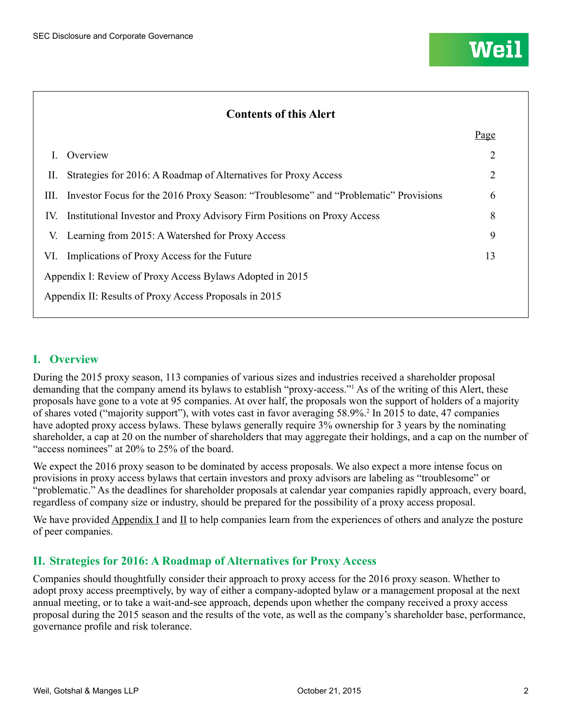## Contents of this Alert

| | | Page |
|---|---|---|
| I. | Overview | 2 |
| II. | Strategies for 2016: A Roadmap of Alternatives for Proxy Access | 2 |
| III. | Investor Focus for the 2016 Proxy Season: "Troublesome" and "Problematic" Provisions | 6 |
| IV. | Institutional Investor and Proxy Advisory Firm Positions on Proxy Access | 8 |
| V. | Learning from 2015: A Watershed for Proxy Access | 9 |
| VI. | Implications of Proxy Access for the Future | 13 |
| Appendix I: Review of Proxy Access Bylaws Adopted in 2015 | | |
| Appendix II: Results of Proxy Access Proposals in 2015 | | |

## I. Overview

During the 2015 proxy season, 113 companies of various sizes and industries received a shareholder proposal demanding that the company amend its bylaws to establish "proxy-access."[1] As of the writing of this Alert, these proposals have gone to a vote at 95 companies. At over half, the proposals won the support of holders of a majority of shares voted ("majority support"), with votes cast in favor averaging 58.9%.[2] In 2015 to date, 47 companies have adopted proxy access bylaws. These bylaws generally require 3% ownership for 3 years by the nominating shareholder, a cap at 20 on the number of shareholders that may aggregate their holdings, and a cap on the number of "access nominees" at 20% to 25% of the board.

We expect the 2016 proxy season to be dominated by access proposals. We also expect a more intense focus on provisions in proxy access bylaws that certain investors and proxy advisors are labeling as "troublesome" or "problematic." As the deadlines for shareholder proposals at calendar year companies rapidly approach, every board, regardless of company size or industry, should be prepared for the possibility of a proxy access proposal.

We have provided Appendix I and II to help companies learn from the experiences of others and analyze the posture of peer companies.

## II. Strategies for 2016: A Roadmap of Alternatives for Proxy Access

Companies should thoughtfully consider their approach to proxy access for the 2016 proxy season. Whether to adopt proxy access preemptively, by way of either a company-adopted bylaw or a management proposal at the next annual meeting, or to take a wait-and-see approach, depends upon whether the company received a proxy access proposal during the 2015 season and the results of the vote, as well as the company's shareholder base, performance, governance profile and risk tolerance.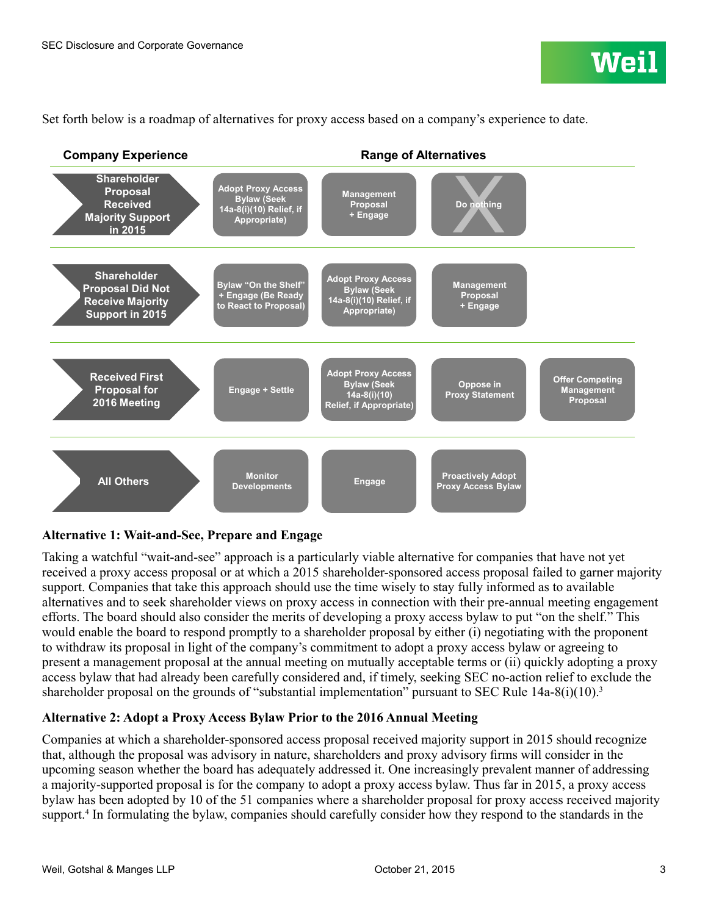Set forth below is a roadmap of alternatives for proxy access based on a company's experience to date.

| Company Experience | Range of Alternatives | | | |
|---|---|---|---|---|
| Shareholder Proposal Received Majority Support in 2015 | Adopt Proxy Access Bylaw (Seek 14a-8(i)(10) Relief, if Appropriate) | Management Proposal + Engage | ~~Do nothing~~ | |
| Shareholder Proposal Did Not Receive Majority Support in 2015 | Bylaw "On the Shelf" + Engage (Be Ready to React to Proposal) | Adopt Proxy Access Bylaw (Seek 14a-8(i)(10) Relief, if Appropriate) | Management Proposal + Engage | |
| Received First Proposal for 2016 Meeting | Engage + Settle | Adopt Proxy Access Bylaw (Seek 14a-8(i)(10) Relief, if Appropriate) | Oppose in Proxy Statement | Offer Competing Management Proposal |
| All Others | Monitor Developments | Engage | Proactively Adopt Proxy Access Bylaw | |

**Alternative 1: Wait-and-See, Prepare and Engage**

Taking a watchful "wait-and-see" approach is a particularly viable alternative for companies that have not yet received a proxy access proposal or at which a 2015 shareholder-sponsored access proposal failed to garner majority support. Companies that take this approach should use the time wisely to stay fully informed as to available alternatives and to seek shareholder views on proxy access in connection with their pre-annual meeting engagement efforts. The board should also consider the merits of developing a proxy access bylaw to put "on the shelf." This would enable the board to respond promptly to a shareholder proposal by either (i) negotiating with the proponent to withdraw its proposal in light of the company's commitment to adopt a proxy access bylaw or agreeing to present a management proposal at the annual meeting on mutually acceptable terms or (ii) quickly adopting a proxy access bylaw that had already been carefully considered and, if timely, seeking SEC no-action relief to exclude the shareholder proposal on the grounds of "substantial implementation" pursuant to SEC Rule 14a-8(i)(10).[3]

**Alternative 2: Adopt a Proxy Access Bylaw Prior to the 2016 Annual Meeting**

Companies at which a shareholder-sponsored access proposal received majority support in 2015 should recognize that, although the proposal was advisory in nature, shareholders and proxy advisory firms will consider in the upcoming season whether the board has adequately addressed it. One increasingly prevalent manner of addressing a majority-supported proposal is for the company to adopt a proxy access bylaw. Thus far in 2015, a proxy access bylaw has been adopted by 10 of the 51 companies where a shareholder proposal for proxy access received majority support.[4] In formulating the bylaw, companies should carefully consider how they respond to the standards in the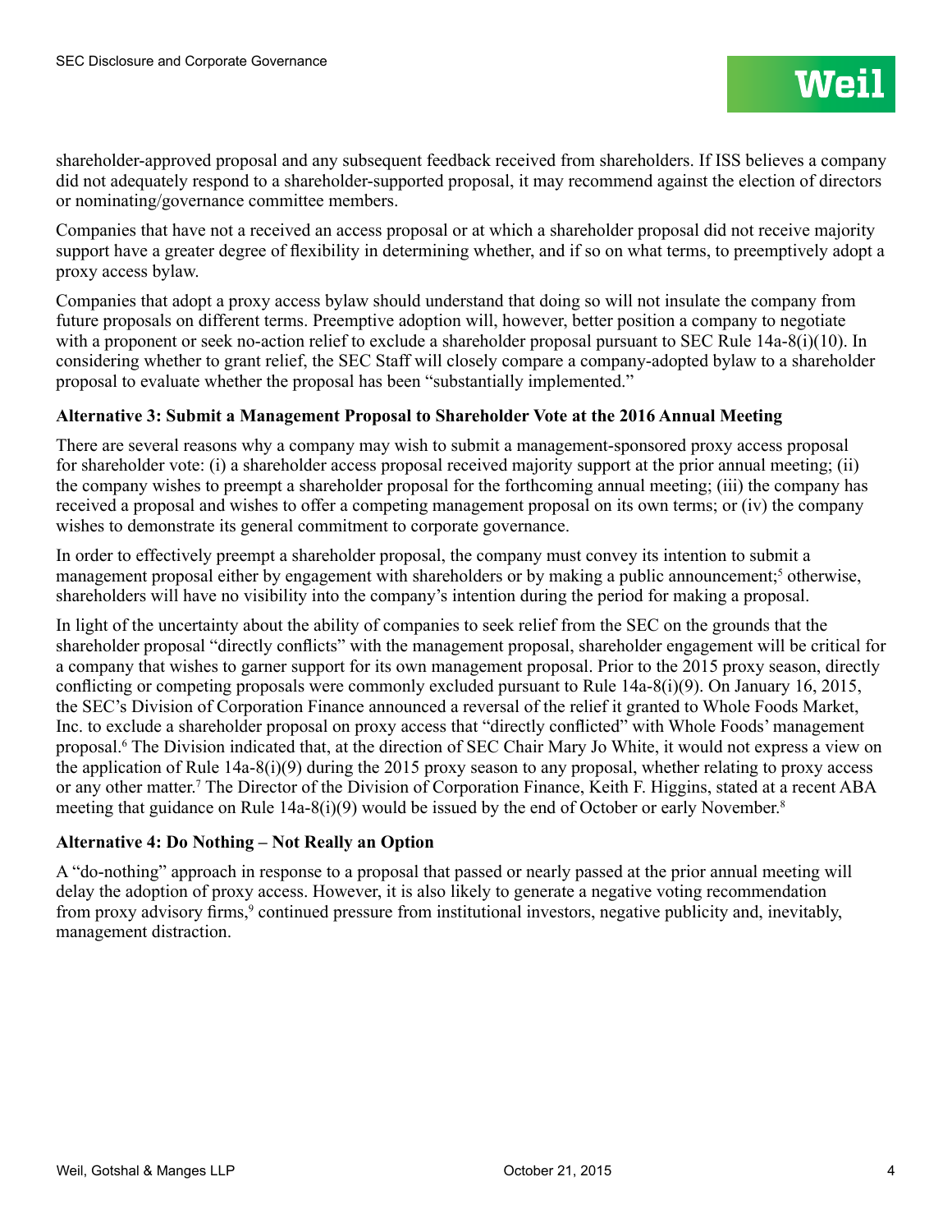shareholder-approved proposal and any subsequent feedback received from shareholders. If ISS believes a company did not adequately respond to a shareholder-supported proposal, it may recommend against the election of directors or nominating/governance committee members.

Companies that have not a received an access proposal or at which a shareholder proposal did not receive majority support have a greater degree of flexibility in determining whether, and if so on what terms, to preemptively adopt a proxy access bylaw.

Companies that adopt a proxy access bylaw should understand that doing so will not insulate the company from future proposals on different terms. Preemptive adoption will, however, better position a company to negotiate with a proponent or seek no-action relief to exclude a shareholder proposal pursuant to SEC Rule 14a-8(i)(10). In considering whether to grant relief, the SEC Staff will closely compare a company-adopted bylaw to a shareholder proposal to evaluate whether the proposal has been "substantially implemented."

**Alternative 3: Submit a Management Proposal to Shareholder Vote at the 2016 Annual Meeting**

There are several reasons why a company may wish to submit a management-sponsored proxy access proposal for shareholder vote: (i) a shareholder access proposal received majority support at the prior annual meeting; (ii) the company wishes to preempt a shareholder proposal for the forthcoming annual meeting; (iii) the company has received a proposal and wishes to offer a competing management proposal on its own terms; or (iv) the company wishes to demonstrate its general commitment to corporate governance.

In order to effectively preempt a shareholder proposal, the company must convey its intention to submit a management proposal either by engagement with shareholders or by making a public announcement;[5] otherwise, shareholders will have no visibility into the company's intention during the period for making a proposal.

In light of the uncertainty about the ability of companies to seek relief from the SEC on the grounds that the shareholder proposal "directly conflicts" with the management proposal, shareholder engagement will be critical for a company that wishes to garner support for its own management proposal. Prior to the 2015 proxy season, directly conflicting or competing proposals were commonly excluded pursuant to Rule 14a-8(i)(9). On January 16, 2015, the SEC's Division of Corporation Finance announced a reversal of the relief it granted to Whole Foods Market, Inc. to exclude a shareholder proposal on proxy access that "directly conflicted" with Whole Foods' management proposal.[6] The Division indicated that, at the direction of SEC Chair Mary Jo White, it would not express a view on the application of Rule 14a-8(i)(9) during the 2015 proxy season to any proposal, whether relating to proxy access or any other matter.[7] The Director of the Division of Corporation Finance, Keith F. Higgins, stated at a recent ABA meeting that guidance on Rule 14a-8(i)(9) would be issued by the end of October or early November.[8]

**Alternative 4: Do Nothing – Not Really an Option**

A "do-nothing" approach in response to a proposal that passed or nearly passed at the prior annual meeting will delay the adoption of proxy access. However, it is also likely to generate a negative voting recommendation from proxy advisory firms,[9] continued pressure from institutional investors, negative publicity and, inevitably, management distraction.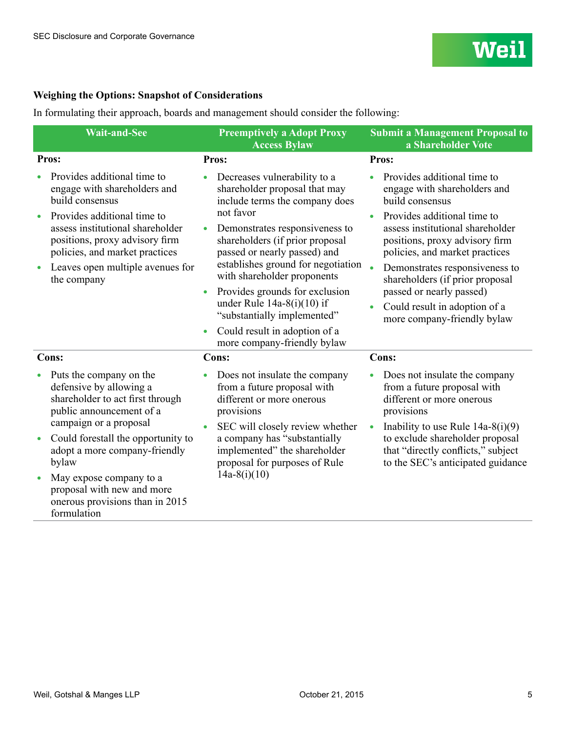**Weighing the Options: Snapshot of Considerations**

In formulating their approach, boards and management should consider the following:

| Wait-and-See | Preemptively a Adopt Proxy Access Bylaw | Submit a Management Proposal to a Shareholder Vote |
|---|---|---|
| **Pros:**<br>• Provides additional time to engage with shareholders and build consensus<br>• Provides additional time to assess institutional shareholder positions, proxy advisory firm policies, and market practices<br>• Leaves open multiple avenues for the company | **Pros:**<br>• Decreases vulnerability to a shareholder proposal that may include terms the company does not favor<br>• Demonstrates responsiveness to shareholders (if prior proposal passed or nearly passed) and establishes ground for negotiation with shareholder proponents<br>• Provides grounds for exclusion under Rule 14a-8(i)(10) if "substantially implemented"<br>• Could result in adoption of a more company-friendly bylaw | **Pros:**<br>• Provides additional time to engage with shareholders and build consensus<br>• Provides additional time to assess institutional shareholder positions, proxy advisory firm policies, and market practices<br>• Demonstrates responsiveness to shareholders (if prior proposal passed or nearly passed)<br>• Could result in adoption of a more company-friendly bylaw |
| **Cons:**<br>• Puts the company on the defensive by allowing a shareholder to act first through public announcement of a campaign or a proposal<br>• Could forestall the opportunity to adopt a more company-friendly bylaw<br>• May expose company to a proposal with new and more onerous provisions than in 2015 formulation | **Cons:**<br>• Does not insulate the company from a future proposal with different or more onerous provisions<br>• SEC will closely review whether a company has "substantially implemented" the shareholder proposal for purposes of Rule 14a-8(i)(10) | **Cons:**<br>• Does not insulate the company from a future proposal with different or more onerous provisions<br>• Inability to use Rule 14a-8(i)(9) to exclude shareholder proposal that "directly conflicts," subject to the SEC's anticipated guidance |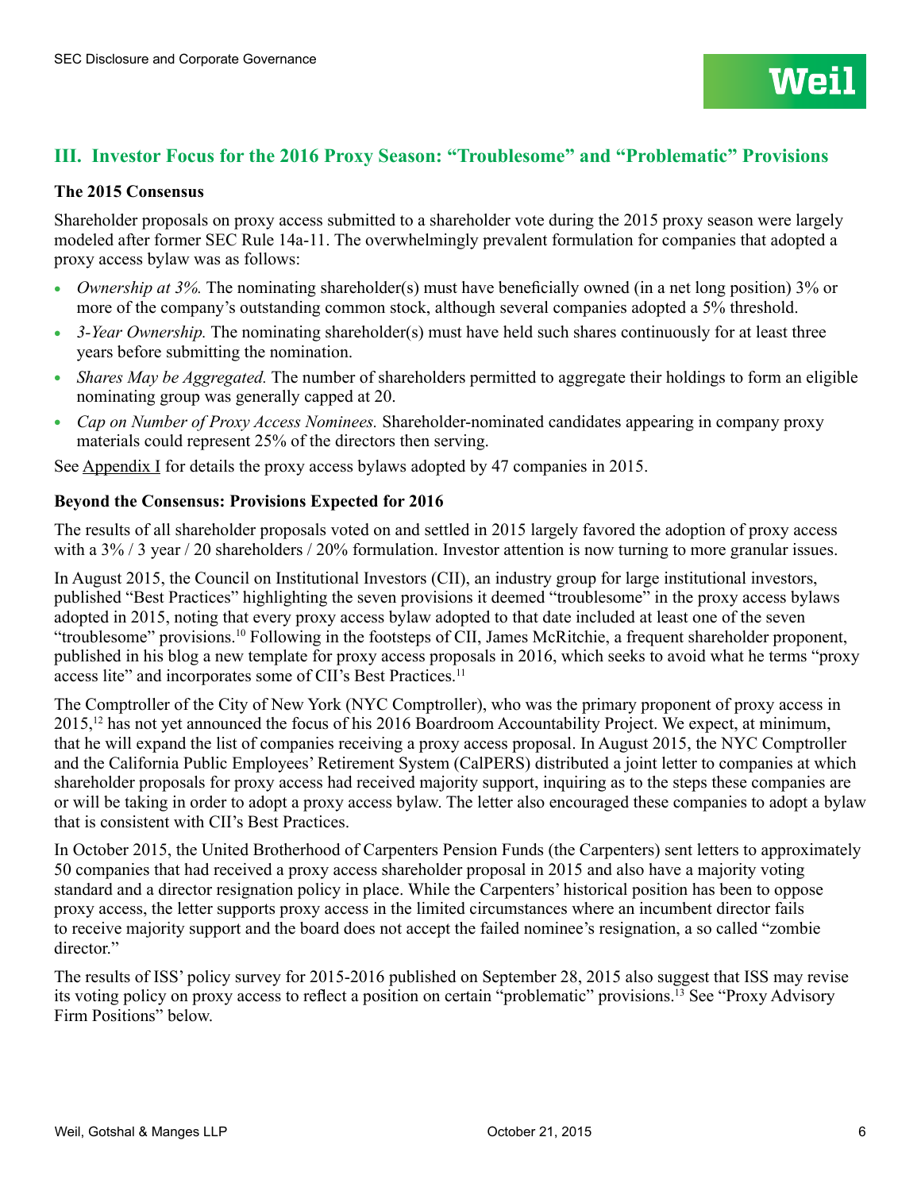## III. Investor Focus for the 2016 Proxy Season: "Troublesome" and "Problematic" Provisions

### The 2015 Consensus

Shareholder proposals on proxy access submitted to a shareholder vote during the 2015 proxy season were largely modeled after former SEC Rule 14a-11. The overwhelmingly prevalent formulation for companies that adopted a proxy access bylaw was as follows:

- *Ownership at 3%.* The nominating shareholder(s) must have beneficially owned (in a net long position) 3% or more of the company's outstanding common stock, although several companies adopted a 5% threshold.
- *3-Year Ownership.* The nominating shareholder(s) must have held such shares continuously for at least three years before submitting the nomination.
- *Shares May be Aggregated.* The number of shareholders permitted to aggregate their holdings to form an eligible nominating group was generally capped at 20.
- *Cap on Number of Proxy Access Nominees.* Shareholder-nominated candidates appearing in company proxy materials could represent 25% of the directors then serving.

See Appendix I for details the proxy access bylaws adopted by 47 companies in 2015.

### Beyond the Consensus: Provisions Expected for 2016

The results of all shareholder proposals voted on and settled in 2015 largely favored the adoption of proxy access with a 3% / 3 year / 20 shareholders / 20% formulation. Investor attention is now turning to more granular issues.

In August 2015, the Council on Institutional Investors (CII), an industry group for large institutional investors, published "Best Practices" highlighting the seven provisions it deemed "troublesome" in the proxy access bylaws adopted in 2015, noting that every proxy access bylaw adopted to that date included at least one of the seven "troublesome" provisions.[10] Following in the footsteps of CII, James McRitchie, a frequent shareholder proponent, published in his blog a new template for proxy access proposals in 2016, which seeks to avoid what he terms "proxy access lite" and incorporates some of CII's Best Practices.[11]

The Comptroller of the City of New York (NYC Comptroller), who was the primary proponent of proxy access in 2015,[12] has not yet announced the focus of his 2016 Boardroom Accountability Project. We expect, at minimum, that he will expand the list of companies receiving a proxy access proposal. In August 2015, the NYC Comptroller and the California Public Employees' Retirement System (CalPERS) distributed a joint letter to companies at which shareholder proposals for proxy access had received majority support, inquiring as to the steps these companies are or will be taking in order to adopt a proxy access bylaw. The letter also encouraged these companies to adopt a bylaw that is consistent with CII's Best Practices.

In October 2015, the United Brotherhood of Carpenters Pension Funds (the Carpenters) sent letters to approximately 50 companies that had received a proxy access shareholder proposal in 2015 and also have a majority voting standard and a director resignation policy in place. While the Carpenters' historical position has been to oppose proxy access, the letter supports proxy access in the limited circumstances where an incumbent director fails to receive majority support and the board does not accept the failed nominee's resignation, a so called "zombie director."

The results of ISS' policy survey for 2015-2016 published on September 28, 2015 also suggest that ISS may revise its voting policy on proxy access to reflect a position on certain "problematic" provisions.[13] See "Proxy Advisory Firm Positions" below.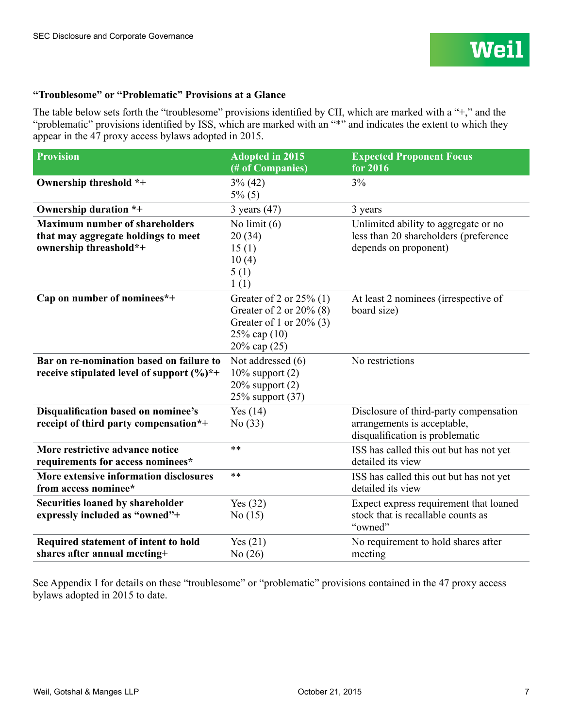**“Troublesome” or “Problematic” Provisions at a Glance**

The table below sets forth the “troublesome” provisions identified by CII, which are marked with a “+,” and the “problematic” provisions identified by ISS, which are marked with an “*” and indicates the extent to which they appear in the 47 proxy access bylaws adopted in 2015.

| Provision | Adopted in 2015 (# of Companies) | Expected Proponent Focus for 2016 |
|---|---|---|
| **Ownership threshold *+** | 3% (42)<br>5% (5) | 3% |
| **Ownership duration *+** | 3 years (47) | 3 years |
| **Maximum number of shareholders that may aggregate holdings to meet ownership threashold*+** | No limit (6)<br>20 (34)<br>15 (1)<br>10 (4)<br>5 (1)<br>1 (1) | Unlimited ability to aggregate or no less than 20 shareholders (preference depends on proponent) |
| **Cap on number of nominees*+** | Greater of 2 or 25% (1)<br>Greater of 2 or 20% (8)<br>Greater of 1 or 20% (3)<br>25% cap (10)<br>20% cap (25) | At least 2 nominees (irrespective of board size) |
| **Bar on re-nomination based on failure to receive stipulated level of support (%)*+** | Not addressed (6)<br>10% support (2)<br>20% support (2)<br>25% support (37) | No restrictions |
| **Disqualification based on nominee’s receipt of third party compensation*+** | Yes (14)<br>No (33) | Disclosure of third-party compensation arrangements is acceptable, disqualification is problematic |
| **More restrictive advance notice requirements for access nominees*** | ** | ISS has called this out but has not yet detailed its view |
| **More extensive information disclosures from access nominee*** | ** | ISS has called this out but has not yet detailed its view |
| **Securities loaned by shareholder expressly included as “owned”+** | Yes (32)<br>No (15) | Expect express requirement that loaned stock that is recallable counts as “owned” |
| **Required statement of intent to hold shares after annual meeting+** | Yes (21)<br>No (26) | No requirement to hold shares after meeting |

See Appendix I for details on these “troublesome” or “problematic” provisions contained in the 47 proxy access bylaws adopted in 2015 to date.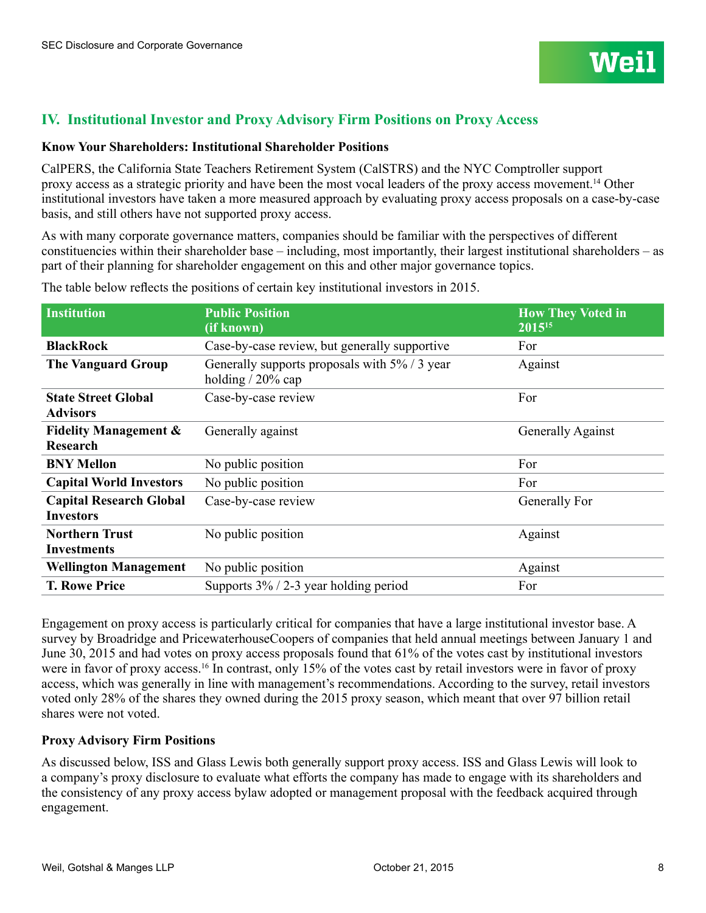## IV. Institutional Investor and Proxy Advisory Firm Positions on Proxy Access

### Know Your Shareholders: Institutional Shareholder Positions

CalPERS, the California State Teachers Retirement System (CalSTRS) and the NYC Comptroller support proxy access as a strategic priority and have been the most vocal leaders of the proxy access movement.[14] Other institutional investors have taken a more measured approach by evaluating proxy access proposals on a case-by-case basis, and still others have not supported proxy access.

As with many corporate governance matters, companies should be familiar with the perspectives of different constituencies within their shareholder base – including, most importantly, their largest institutional shareholders – as part of their planning for shareholder engagement on this and other major governance topics.

The table below reflects the positions of certain key institutional investors in 2015.

| Institution | Public Position (if known) | How They Voted in 2015[15] |
|---|---|---|
| **BlackRock** | Case-by-case review, but generally supportive | For |
| **The Vanguard Group** | Generally supports proposals with 5% / 3 year holding / 20% cap | Against |
| **State Street Global Advisors** | Case-by-case review | For |
| **Fidelity Management & Research** | Generally against | Generally Against |
| **BNY Mellon** | No public position | For |
| **Capital World Investors** | No public position | For |
| **Capital Research Global Investors** | Case-by-case review | Generally For |
| **Northern Trust Investments** | No public position | Against |
| **Wellington Management** | No public position | Against |
| **T. Rowe Price** | Supports 3% / 2-3 year holding period | For |

Engagement on proxy access is particularly critical for companies that have a large institutional investor base. A survey by Broadridge and PricewaterhouseCoopers of companies that held annual meetings between January 1 and June 30, 2015 and had votes on proxy access proposals found that 61% of the votes cast by institutional investors were in favor of proxy access.[16] In contrast, only 15% of the votes cast by retail investors were in favor of proxy access, which was generally in line with management's recommendations. According to the survey, retail investors voted only 28% of the shares they owned during the 2015 proxy season, which meant that over 97 billion retail shares were not voted.

### Proxy Advisory Firm Positions

As discussed below, ISS and Glass Lewis both generally support proxy access. ISS and Glass Lewis will look to a company's proxy disclosure to evaluate what efforts the company has made to engage with its shareholders and the consistency of any proxy access bylaw adopted or management proposal with the feedback acquired through engagement.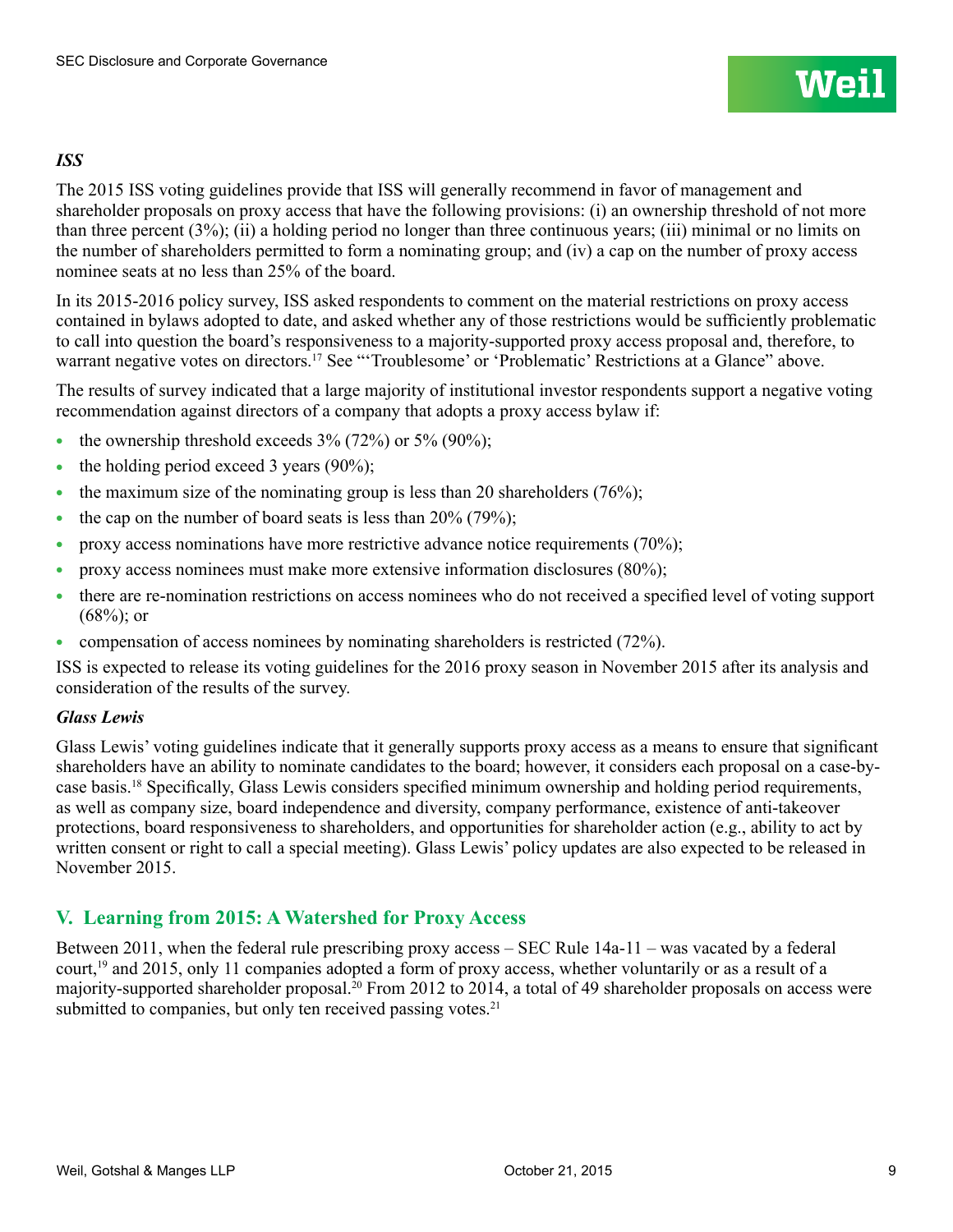### *ISS*

The 2015 ISS voting guidelines provide that ISS will generally recommend in favor of management and shareholder proposals on proxy access that have the following provisions: (i) an ownership threshold of not more than three percent (3%); (ii) a holding period no longer than three continuous years; (iii) minimal or no limits on the number of shareholders permitted to form a nominating group; and (iv) a cap on the number of proxy access nominee seats at no less than 25% of the board.

In its 2015-2016 policy survey, ISS asked respondents to comment on the material restrictions on proxy access contained in bylaws adopted to date, and asked whether any of those restrictions would be sufficiently problematic to call into question the board's responsiveness to a majority-supported proxy access proposal and, therefore, to warrant negative votes on directors.[17] See "'Troublesome' or 'Problematic' Restrictions at a Glance" above.

The results of survey indicated that a large majority of institutional investor respondents support a negative voting recommendation against directors of a company that adopts a proxy access bylaw if:

- the ownership threshold exceeds 3% (72%) or 5% (90%);
- the holding period exceed 3 years (90%);
- the maximum size of the nominating group is less than 20 shareholders (76%);
- the cap on the number of board seats is less than 20% (79%);
- proxy access nominations have more restrictive advance notice requirements (70%);
- proxy access nominees must make more extensive information disclosures (80%);
- there are re-nomination restrictions on access nominees who do not received a specified level of voting support (68%); or
- compensation of access nominees by nominating shareholders is restricted (72%).

ISS is expected to release its voting guidelines for the 2016 proxy season in November 2015 after its analysis and consideration of the results of the survey.

### *Glass Lewis*

Glass Lewis' voting guidelines indicate that it generally supports proxy access as a means to ensure that significant shareholders have an ability to nominate candidates to the board; however, it considers each proposal on a case-by-case basis.[18] Specifically, Glass Lewis considers specified minimum ownership and holding period requirements, as well as company size, board independence and diversity, company performance, existence of anti-takeover protections, board responsiveness to shareholders, and opportunities for shareholder action (e.g., ability to act by written consent or right to call a special meeting). Glass Lewis' policy updates are also expected to be released in November 2015.

## V. Learning from 2015: A Watershed for Proxy Access

Between 2011, when the federal rule prescribing proxy access – SEC Rule 14a-11 – was vacated by a federal court,[19] and 2015, only 11 companies adopted a form of proxy access, whether voluntarily or as a result of a majority-supported shareholder proposal.[20] From 2012 to 2014, a total of 49 shareholder proposals on access were submitted to companies, but only ten received passing votes.[21]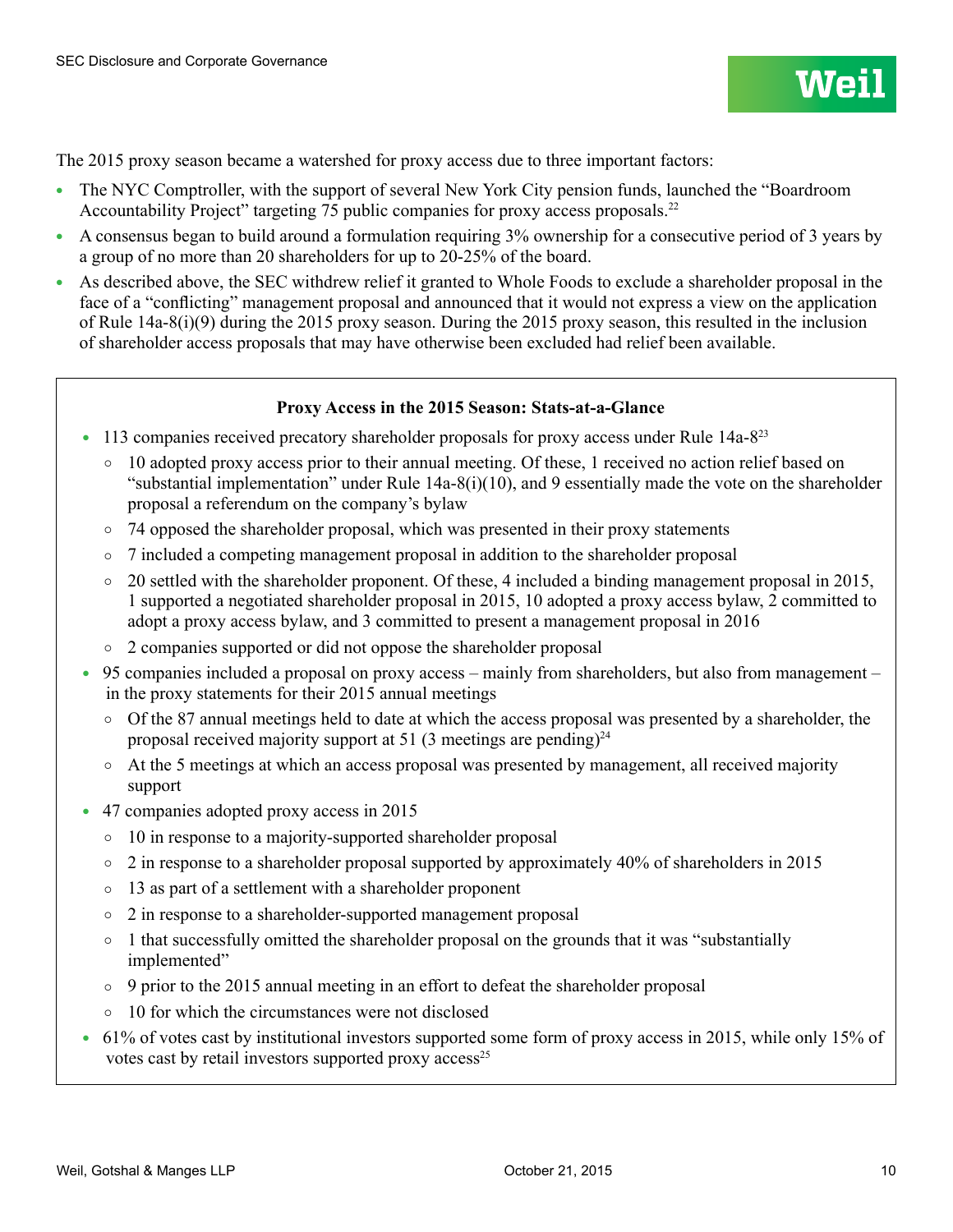The 2015 proxy season became a watershed for proxy access due to three important factors:

- The NYC Comptroller, with the support of several New York City pension funds, launched the "Boardroom Accountability Project" targeting 75 public companies for proxy access proposals.[22]
- A consensus began to build around a formulation requiring 3% ownership for a consecutive period of 3 years by a group of no more than 20 shareholders for up to 20-25% of the board.
- As described above, the SEC withdrew relief it granted to Whole Foods to exclude a shareholder proposal in the face of a "conflicting" management proposal and announced that it would not express a view on the application of Rule 14a-8(i)(9) during the 2015 proxy season. During the 2015 proxy season, this resulted in the inclusion of shareholder access proposals that may have otherwise been excluded had relief been available.

**Proxy Access in the 2015 Season: Stats-at-a-Glance**

- 113 companies received precatory shareholder proposals for proxy access under Rule 14a-8[23]
  - 10 adopted proxy access prior to their annual meeting. Of these, 1 received no action relief based on "substantial implementation" under Rule 14a-8(i)(10), and 9 essentially made the vote on the shareholder proposal a referendum on the company's bylaw
  - 74 opposed the shareholder proposal, which was presented in their proxy statements
  - 7 included a competing management proposal in addition to the shareholder proposal
  - 20 settled with the shareholder proponent. Of these, 4 included a binding management proposal in 2015, 1 supported a negotiated shareholder proposal in 2015, 10 adopted a proxy access bylaw, 2 committed to adopt a proxy access bylaw, and 3 committed to present a management proposal in 2016
  - 2 companies supported or did not oppose the shareholder proposal
- 95 companies included a proposal on proxy access – mainly from shareholders, but also from management – in the proxy statements for their 2015 annual meetings
  - Of the 87 annual meetings held to date at which the access proposal was presented by a shareholder, the proposal received majority support at 51 (3 meetings are pending)[24]
  - At the 5 meetings at which an access proposal was presented by management, all received majority support
- 47 companies adopted proxy access in 2015
  - 10 in response to a majority-supported shareholder proposal
  - 2 in response to a shareholder proposal supported by approximately 40% of shareholders in 2015
  - 13 as part of a settlement with a shareholder proponent
  - 2 in response to a shareholder-supported management proposal
  - 1 that successfully omitted the shareholder proposal on the grounds that it was "substantially implemented"
  - 9 prior to the 2015 annual meeting in an effort to defeat the shareholder proposal
  - 10 for which the circumstances were not disclosed
- 61% of votes cast by institutional investors supported some form of proxy access in 2015, while only 15% of votes cast by retail investors supported proxy access[25]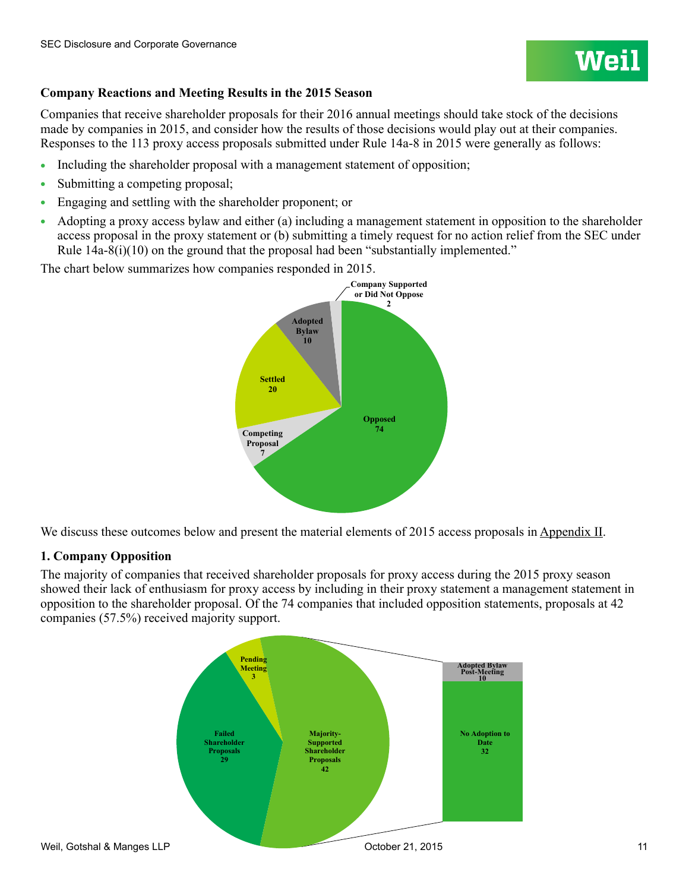### Company Reactions and Meeting Results in the 2015 Season

Companies that receive shareholder proposals for their 2016 annual meetings should take stock of the decisions made by companies in 2015, and consider how the results of those decisions would play out at their companies. Responses to the 113 proxy access proposals submitted under Rule 14a-8 in 2015 were generally as follows:

- Including the shareholder proposal with a management statement of opposition;
- Submitting a competing proposal;
- Engaging and settling with the shareholder proponent; or
- Adopting a proxy access bylaw and either (a) including a management statement in opposition to the shareholder access proposal in the proxy statement or (b) submitting a timely request for no action relief from the SEC under Rule 14a-8(i)(10) on the ground that the proposal had been "substantially implemented."

The chart below summarizes how companies responded in 2015.

Company Supported or Did Not Oppose
2

Adopted Bylaw
10

Settled
20

Competing Proposal
7

Opposed
74

We discuss these outcomes below and present the material elements of 2015 access proposals in Appendix II.

### 1. Company Opposition

The majority of companies that received shareholder proposals for proxy access during the 2015 proxy season showed their lack of enthusiasm for proxy access by including in their proxy statement a management statement in opposition to the shareholder proposal. Of the 74 companies that included opposition statements, proposals at 42 companies (57.5%) received majority support.

Pending Meeting
3

Failed Shareholder Proposals
29

Majority-Supported Shareholder Proposals
42

Adopted Bylaw Post-Meeting
10

No Adoption to Date
32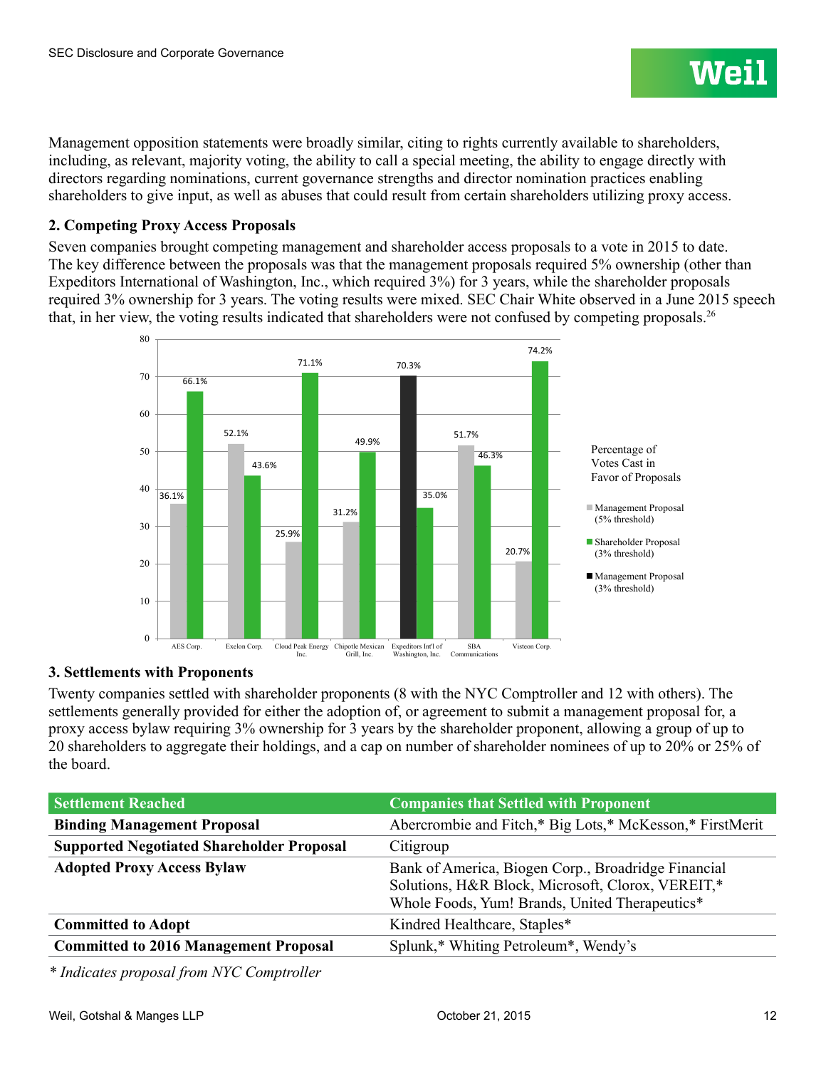Management opposition statements were broadly similar, citing to rights currently available to shareholders, including, as relevant, majority voting, the ability to call a special meeting, the ability to engage directly with directors regarding nominations, current governance strengths and director nomination practices enabling shareholders to give input, as well as abuses that could result from certain shareholders utilizing proxy access.

**2. Competing Proxy Access Proposals**

Seven companies brought competing management and shareholder access proposals to a vote in 2015 to date. The key difference between the proposals was that the management proposals required 5% ownership (other than Expeditors International of Washington, Inc., which required 3%) for 3 years, while the shareholder proposals required 3% ownership for 3 years. The voting results were mixed. SEC Chair White observed in a June 2015 speech that, in her view, the voting results indicated that shareholders were not confused by competing proposals.[26]

80
70
60
50
40
30
20
10
0

AES Corp.: 36.1%, 66.1%
Exelon Corp.: 52.1%, 43.6%
Cloud Peak Energy Inc.: 25.9%, 71.1%
Chipotle Mexican Grill, Inc.: 31.2%, 49.9%
Expeditors Int'l of Washington, Inc.: 70.3%, 35.0%
SBA Communications: 51.7%, 46.3%
Visteon Corp.: 20.7%, 74.2%

Percentage of Votes Cast in Favor of Proposals

Management Proposal (5% threshold)

Shareholder Proposal (3% threshold)

Management Proposal (3% threshold)

**3. Settlements with Proponents**

Twenty companies settled with shareholder proponents (8 with the NYC Comptroller and 12 with others). The settlements generally provided for either the adoption of, or agreement to submit a management proposal for, a proxy access bylaw requiring 3% ownership for 3 years by the shareholder proponent, allowing a group of up to 20 shareholders to aggregate their holdings, and a cap on number of shareholder nominees of up to 20% or 25% of the board.

| Settlement Reached | Companies that Settled with Proponent |
|---|---|
| **Binding Management Proposal** | Abercrombie and Fitch,* Big Lots,* McKesson,* FirstMerit |
| **Supported Negotiated Shareholder Proposal** | Citigroup |
| **Adopted Proxy Access Bylaw** | Bank of America, Biogen Corp., Broadridge Financial Solutions, H&R Block, Microsoft, Clorox, VEREIT,* Whole Foods, Yum! Brands, United Therapeutics* |
| **Committed to Adopt** | Kindred Healthcare, Staples* |
| **Committed to 2016 Management Proposal** | Splunk,* Whiting Petroleum*, Wendy's |

*\* Indicates proposal from NYC Comptroller*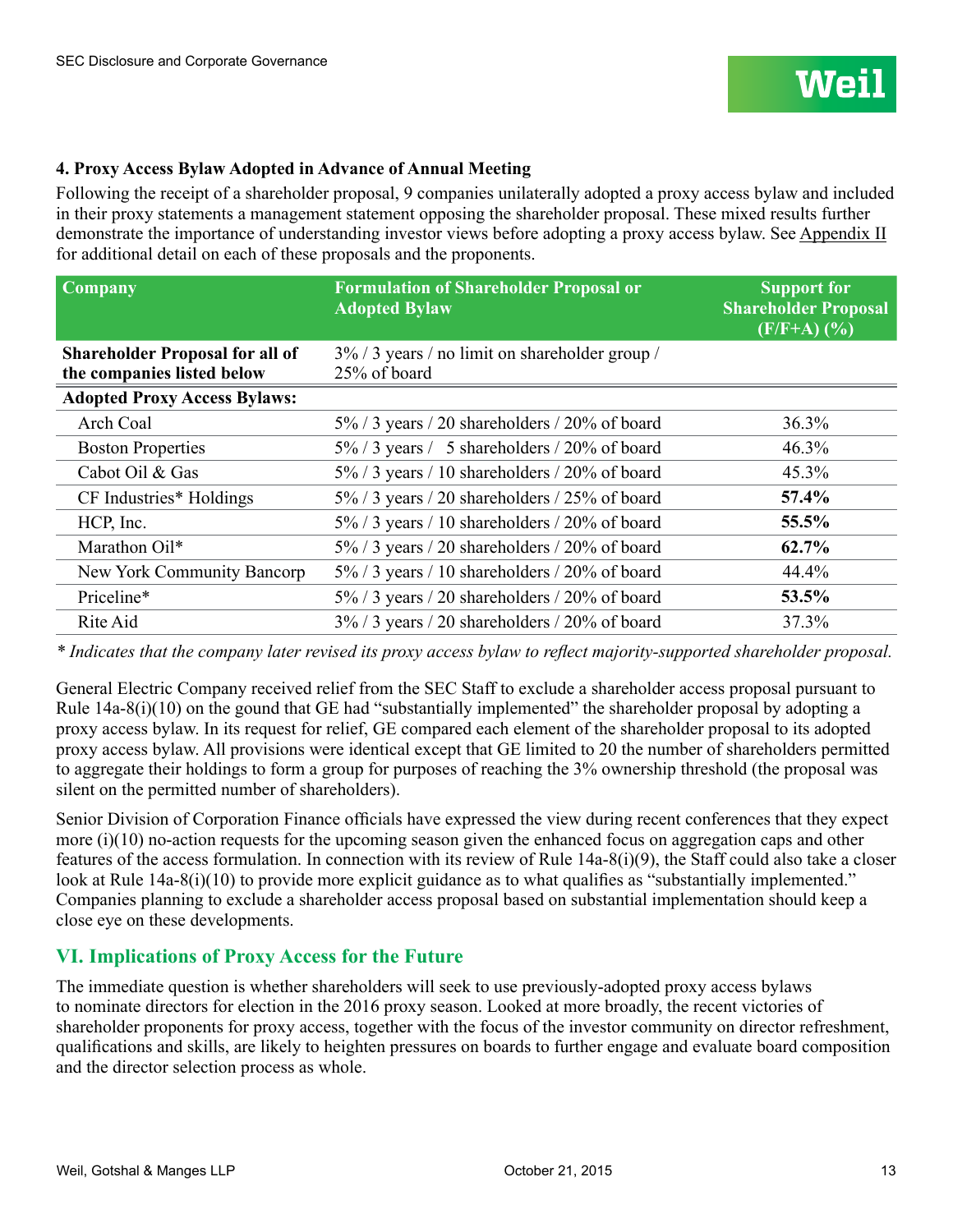#### 4. Proxy Access Bylaw Adopted in Advance of Annual Meeting

Following the receipt of a shareholder proposal, 9 companies unilaterally adopted a proxy access bylaw and included in their proxy statements a management statement opposing the shareholder proposal. These mixed results further demonstrate the importance of understanding investor views before adopting a proxy access bylaw. See Appendix II for additional detail on each of these proposals and the proponents.

| Company | Formulation of Shareholder Proposal or Adopted Bylaw | Support for Shareholder Proposal (F/F+A) (%) |
|---|---|---|
| **Shareholder Proposal for all of the companies listed below** | 3% / 3 years / no limit on shareholder group / 25% of board | |
| **Adopted Proxy Access Bylaws:** | | |
| Arch Coal | 5% / 3 years / 20 shareholders / 20% of board | 36.3% |
| Boston Properties | 5% / 3 years / 5 shareholders / 20% of board | 46.3% |
| Cabot Oil & Gas | 5% / 3 years / 10 shareholders / 20% of board | 45.3% |
| CF Industries* Holdings | 5% / 3 years / 20 shareholders / 25% of board | **57.4%** |
| HCP, Inc. | 5% / 3 years / 10 shareholders / 20% of board | **55.5%** |
| Marathon Oil* | 5% / 3 years / 20 shareholders / 20% of board | **62.7%** |
| New York Community Bancorp | 5% / 3 years / 10 shareholders / 20% of board | 44.4% |
| Priceline* | 5% / 3 years / 20 shareholders / 20% of board | **53.5%** |
| Rite Aid | 3% / 3 years / 20 shareholders / 20% of board | 37.3% |

*\* Indicates that the company later revised its proxy access bylaw to reflect majority-supported shareholder proposal.*

General Electric Company received relief from the SEC Staff to exclude a shareholder access proposal pursuant to Rule 14a-8(i)(10) on the gound that GE had "substantially implemented" the shareholder proposal by adopting a proxy access bylaw. In its request for relief, GE compared each element of the shareholder proposal to its adopted proxy access bylaw. All provisions were identical except that GE limited to 20 the number of shareholders permitted to aggregate their holdings to form a group for purposes of reaching the 3% ownership threshold (the proposal was silent on the permitted number of shareholders).

Senior Division of Corporation Finance officials have expressed the view during recent conferences that they expect more (i)(10) no-action requests for the upcoming season given the enhanced focus on aggregation caps and other features of the access formulation. In connection with its review of Rule 14a-8(i)(9), the Staff could also take a closer look at Rule 14a-8(i)(10) to provide more explicit guidance as to what qualifies as "substantially implemented." Companies planning to exclude a shareholder access proposal based on substantial implementation should keep a close eye on these developments.

## VI. Implications of Proxy Access for the Future

The immediate question is whether shareholders will seek to use previously-adopted proxy access bylaws to nominate directors for election in the 2016 proxy season. Looked at more broadly, the recent victories of shareholder proponents for proxy access, together with the focus of the investor community on director refreshment, qualifications and skills, are likely to heighten pressures on boards to further engage and evaluate board composition and the director selection process as whole.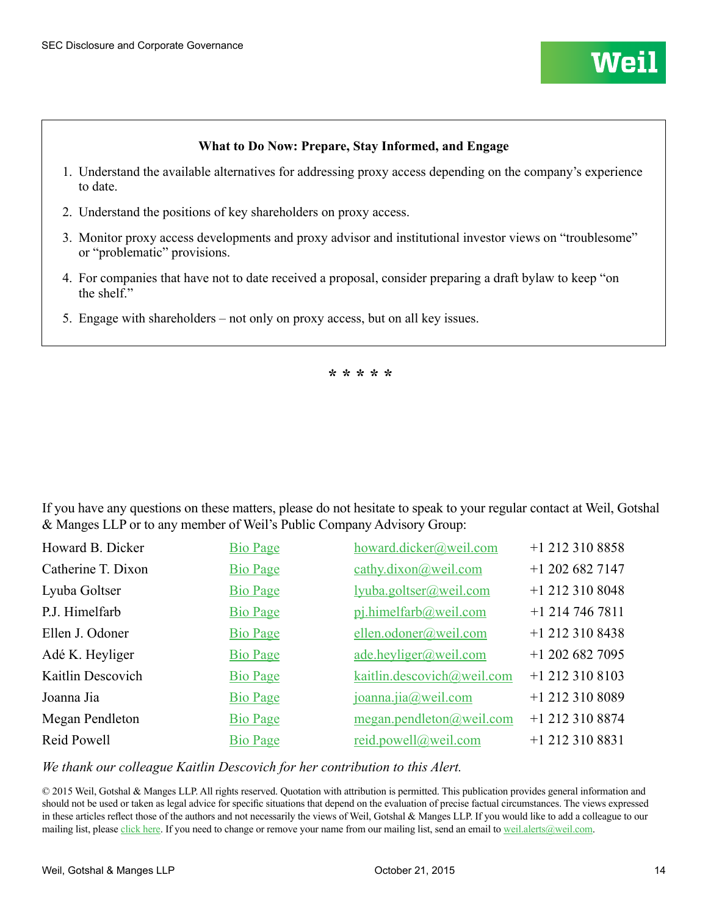**What to Do Now: Prepare, Stay Informed, and Engage**

1. Understand the available alternatives for addressing proxy access depending on the company's experience to date.
2. Understand the positions of key shareholders on proxy access.
3. Monitor proxy access developments and proxy advisor and institutional investor views on "troublesome" or "problematic" provisions.
4. For companies that have not to date received a proposal, consider preparing a draft bylaw to keep "on the shelf."
5. Engage with shareholders – not only on proxy access, but on all key issues.

\* \* \* \* \*

If you have any questions on these matters, please do not hesitate to speak to your regular contact at Weil, Gotshal & Manges LLP or to any member of Weil's Public Company Advisory Group:

| | | | |
|---|---|---|---|
| Howard B. Dicker | Bio Page | howard.dicker@weil.com | +1 212 310 8858 |
| Catherine T. Dixon | Bio Page | cathy.dixon@weil.com | +1 202 682 7147 |
| Lyuba Goltser | Bio Page | lyuba.goltser@weil.com | +1 212 310 8048 |
| P.J. Himelfarb | Bio Page | pj.himelfarb@weil.com | +1 214 746 7811 |
| Ellen J. Odoner | Bio Page | ellen.odoner@weil.com | +1 212 310 8438 |
| Adé K. Heyliger | Bio Page | ade.heyliger@weil.com | +1 202 682 7095 |
| Kaitlin Descovich | Bio Page | kaitlin.descovich@weil.com | +1 212 310 8103 |
| Joanna Jia | Bio Page | joanna.jia@weil.com | +1 212 310 8089 |
| Megan Pendleton | Bio Page | megan.pendleton@weil.com | +1 212 310 8874 |
| Reid Powell | Bio Page | reid.powell@weil.com | +1 212 310 8831 |

*We thank our colleague Kaitlin Descovich for her contribution to this Alert.*

© 2015 Weil, Gotshal & Manges LLP. All rights reserved. Quotation with attribution is permitted. This publication provides general information and should not be used or taken as legal advice for specific situations that depend on the evaluation of precise factual circumstances. The views expressed in these articles reflect those of the authors and not necessarily the views of Weil, Gotshal & Manges LLP. If you would like to add a colleague to our mailing list, please click here. If you need to change or remove your name from our mailing list, send an email to weil.alerts@weil.com.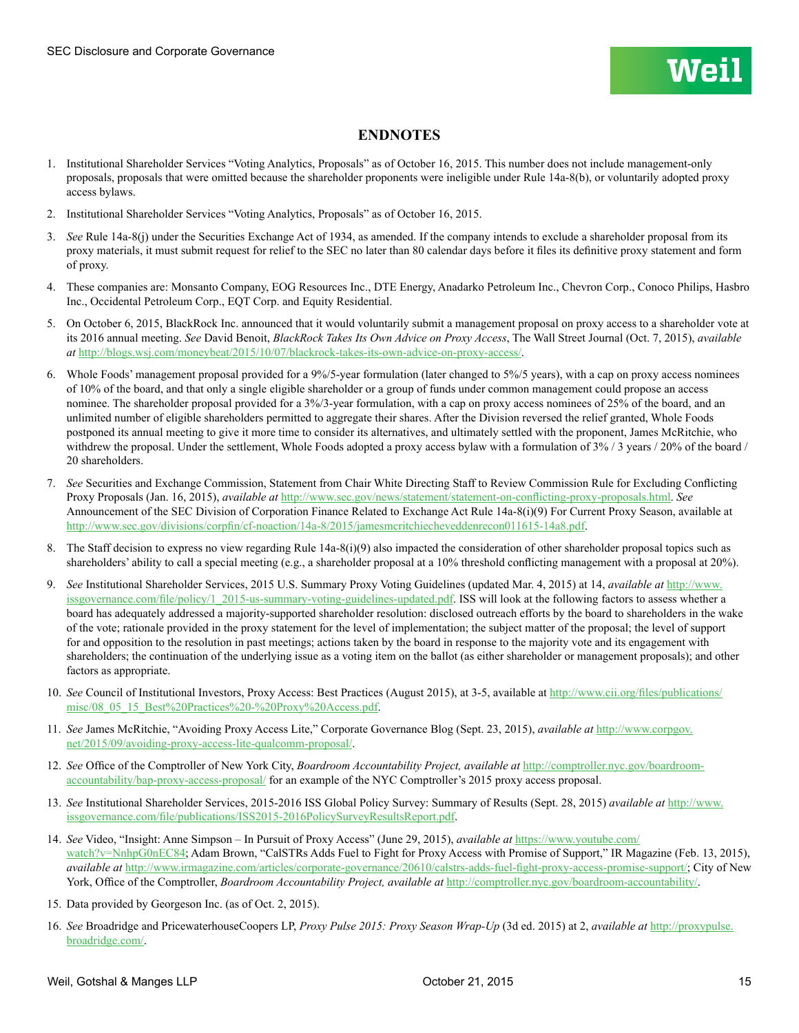# ENDNOTES

1. Institutional Shareholder Services "Voting Analytics, Proposals" as of October 16, 2015. This number does not include management-only proposals, proposals that were omitted because the shareholder proponents were ineligible under Rule 14a-8(b), or voluntarily adopted proxy access bylaws.

2. Institutional Shareholder Services "Voting Analytics, Proposals" as of October 16, 2015.

3. *See* Rule 14a-8(j) under the Securities Exchange Act of 1934, as amended. If the company intends to exclude a shareholder proposal from its proxy materials, it must submit request for relief to the SEC no later than 80 calendar days before it files its definitive proxy statement and form of proxy.

4. These companies are: Monsanto Company, EOG Resources Inc., DTE Energy, Anadarko Petroleum Inc., Chevron Corp., Conoco Philips, Hasbro Inc., Occidental Petroleum Corp., EQT Corp. and Equity Residential.

5. On October 6, 2015, BlackRock Inc. announced that it would voluntarily submit a management proposal on proxy access to a shareholder vote at its 2016 annual meeting. *See* David Benoit, *BlackRock Takes Its Own Advice on Proxy Access*, The Wall Street Journal (Oct. 7, 2015), *available at* http://blogs.wsj.com/moneybeat/2015/10/07/blackrock-takes-its-own-advice-on-proxy-access/.

6. Whole Foods' management proposal provided for a 9%/5-year formulation (later changed to 5%/5 years), with a cap on proxy access nominees of 10% of the board, and that only a single eligible shareholder or a group of funds under common management could propose an access nominee. The shareholder proposal provided for a 3%/3-year formulation, with a cap on proxy access nominees of 25% of the board, and an unlimited number of eligible shareholders permitted to aggregate their shares. After the Division reversed the relief granted, Whole Foods postponed its annual meeting to give it more time to consider its alternatives, and ultimately settled with the proponent, James McRitchie, who withdrew the proposal. Under the settlement, Whole Foods adopted a proxy access bylaw with a formulation of 3% / 3 years / 20% of the board / 20 shareholders.

7. *See* Securities and Exchange Commission, Statement from Chair White Directing Staff to Review Commission Rule for Excluding Conflicting Proxy Proposals (Jan. 16, 2015), *available at* http://www.sec.gov/news/statement/statement-on-conflicting-proxy-proposals.html. *See* Announcement of the SEC Division of Corporation Finance Related to Exchange Act Rule 14a-8(i)(9) For Current Proxy Season, available at http://www.sec.gov/divisions/corpfin/cf-noaction/14a-8/2015/jamesmcritchiecheveddenrecon011615-14a8.pdf.

8. The Staff decision to express no view regarding Rule 14a-8(i)(9) also impacted the consideration of other shareholder proposal topics such as shareholders' ability to call a special meeting (e.g., a shareholder proposal at a 10% threshold conflicting management with a proposal at 20%).

9. *See* Institutional Shareholder Services, 2015 U.S. Summary Proxy Voting Guidelines (updated Mar. 4, 2015) at 14, *available at* http://www.issgovernance.com/file/policy/1_2015-us-summary-voting-guidelines-updated.pdf. ISS will look at the following factors to assess whether a board has adequately addressed a majority-supported shareholder resolution: disclosed outreach efforts by the board to shareholders in the wake of the vote; rationale provided in the proxy statement for the level of implementation; the subject matter of the proposal; the level of support for and opposition to the resolution in past meetings; actions taken by the board in response to the majority vote and its engagement with shareholders; the continuation of the underlying issue as a voting item on the ballot (as either shareholder or management proposals); and other factors as appropriate.

10. *See* Council of Institutional Investors, Proxy Access: Best Practices (August 2015), at 3-5, available at http://www.cii.org/files/publications/misc/08_05_15_Best%20Practices%20-%20Proxy%20Access.pdf.

11. *See* James McRitchie, "Avoiding Proxy Access Lite," Corporate Governance Blog (Sept. 23, 2015), *available at* http://www.corpgov.net/2015/09/avoiding-proxy-access-lite-qualcomm-proposal/.

12. *See* Office of the Comptroller of New York City, *Boardroom Accountability Project, available at* http://comptroller.nyc.gov/boardroom-accountability/bap-proxy-access-proposal/ for an example of the NYC Comptroller's 2015 proxy access proposal.

13. *See* Institutional Shareholder Services, 2015-2016 ISS Global Policy Survey: Summary of Results (Sept. 28, 2015) *available at* http://www.issgovernance.com/file/publications/ISS2015-2016PolicySurveyResultsReport.pdf.

14. *See* Video, "Insight: Anne Simpson – In Pursuit of Proxy Access" (June 29, 2015), *available at* https://www.youtube.com/watch?v=NnhpG0nEC84; Adam Brown, "CalSTRs Adds Fuel to Fight for Proxy Access with Promise of Support," IR Magazine (Feb. 13, 2015), *available at* http://www.irmagazine.com/articles/corporate-governance/20610/calstrs-adds-fuel-fight-proxy-access-promise-support/; City of New York, Office of the Comptroller, *Boardroom Accountability Project, available at* http://comptroller.nyc.gov/boardroom-accountability/.

15. Data provided by Georgeson Inc. (as of Oct. 2, 2015).

16. *See* Broadridge and PricewaterhouseCoopers LP, *Proxy Pulse 2015: Proxy Season Wrap-Up* (3d ed. 2015) at 2, *available at* http://proxypulse.broadridge.com/.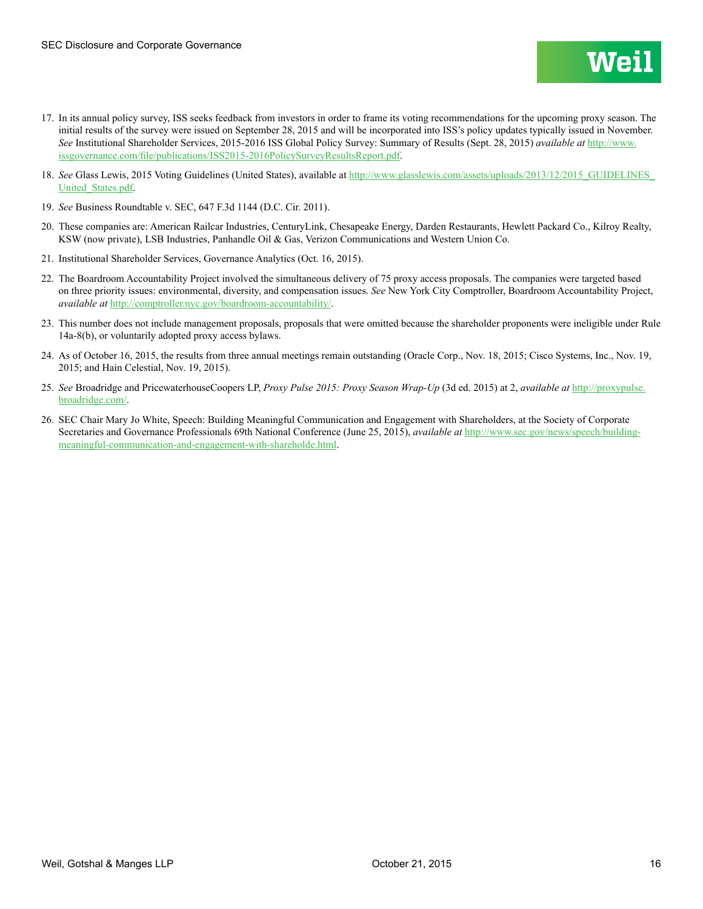17. In its annual policy survey, ISS seeks feedback from investors in order to frame its voting recommendations for the upcoming proxy season. The initial results of the survey were issued on September 28, 2015 and will be incorporated into ISS's policy updates typically issued in November. *See* Institutional Shareholder Services, 2015-2016 ISS Global Policy Survey: Summary of Results (Sept. 28, 2015) *available at* [http://www.issgovernance.com/file/publications/ISS2015-2016PolicySurveyResultsReport.pdf](http://www.issgovernance.com/file/publications/ISS2015-2016PolicySurveyResultsReport.pdf).

18. *See* Glass Lewis, 2015 Voting Guidelines (United States), available at [http://www.glasslewis.com/assets/uploads/2013/12/2015_GUIDELINES_United_States.pdf](http://www.glasslewis.com/assets/uploads/2013/12/2015_GUIDELINES_United_States.pdf).

19. *See* Business Roundtable v. SEC, 647 F.3d 1144 (D.C. Cir. 2011).

20. These companies are: American Railcar Industries, CenturyLink, Chesapeake Energy, Darden Restaurants, Hewlett Packard Co., Kilroy Realty, KSW (now private), LSB Industries, Panhandle Oil & Gas, Verizon Communications and Western Union Co.

21. Institutional Shareholder Services, Governance Analytics (Oct. 16, 2015).

22. The Boardroom Accountability Project involved the simultaneous delivery of 75 proxy access proposals. The companies were targeted based on three priority issues: environmental, diversity, and compensation issues. *See* New York City Comptroller, Boardroom Accountability Project, *available at* [http://comptroller.nyc.gov/boardroom-accountability/](http://comptroller.nyc.gov/boardroom-accountability/).

23. This number does not include management proposals, proposals that were omitted because the shareholder proponents were ineligible under Rule 14a-8(b), or voluntarily adopted proxy access bylaws.

24. As of October 16, 2015, the results from three annual meetings remain outstanding (Oracle Corp., Nov. 18, 2015; Cisco Systems, Inc., Nov. 19, 2015; and Hain Celestial, Nov. 19, 2015).

25. *See* Broadridge and PricewaterhouseCoopers LLP, *Proxy Pulse 2015: Proxy Season Wrap-Up* (3d ed. 2015) at 2, *available at* [http://proxypulse.broadridge.com/](http://proxypulse.broadridge.com/).

26. SEC Chair Mary Jo White, Speech: Building Meaningful Communication and Engagement with Shareholders, at the Society of Corporate Secretaries and Governance Professionals 69th National Conference (June 25, 2015), *available at* [http://www.sec.gov/news/speech/building-meaningful-communication-and-engagement-with-shareholde.html](http://www.sec.gov/news/speech/building-meaningful-communication-and-engagement-with-shareholde.html).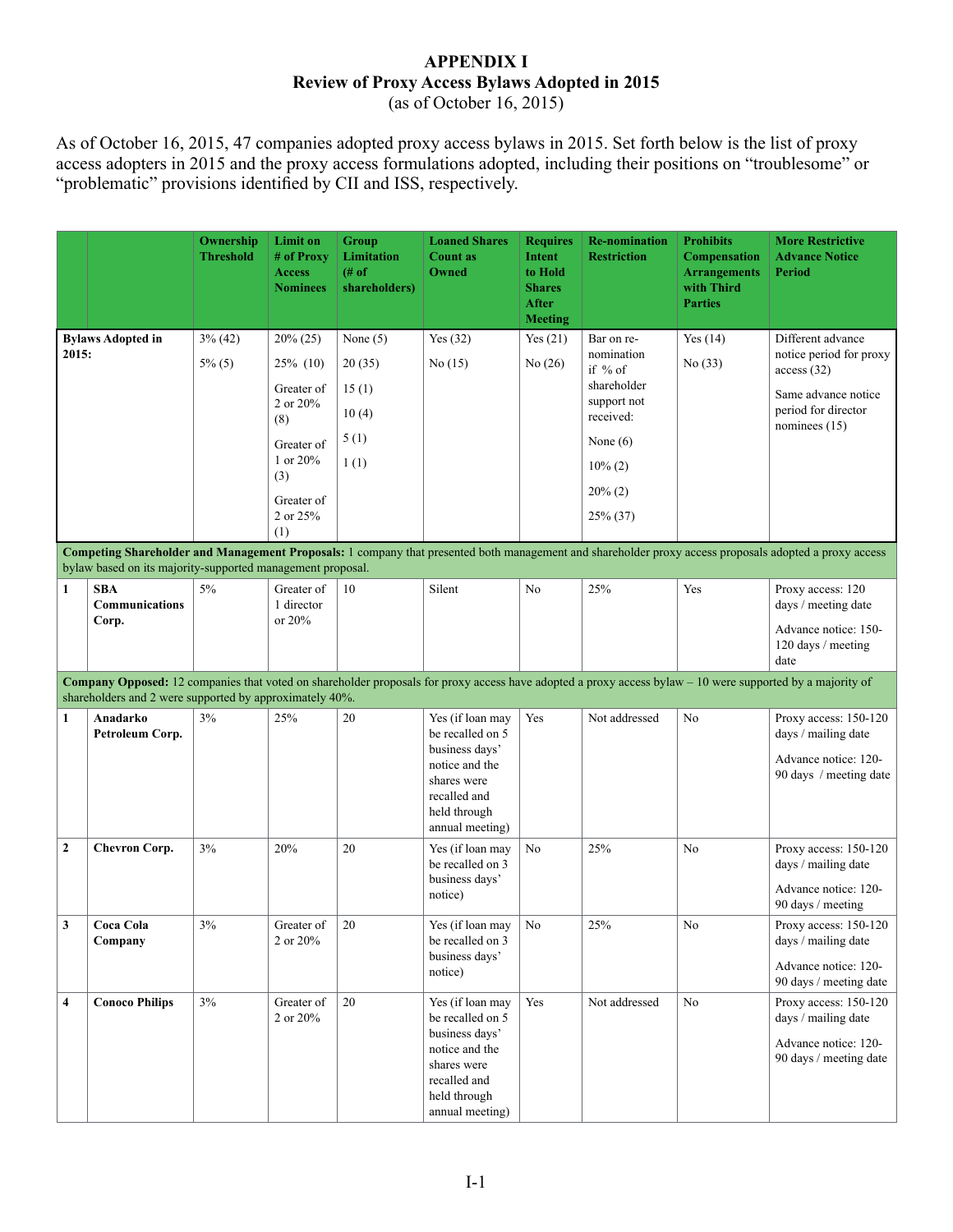# APPENDIX I
## Review of Proxy Access Bylaws Adopted in 2015
(as of October 16, 2015)

As of October 16, 2015, 47 companies adopted proxy access bylaws in 2015. Set forth below is the list of proxy access adopters in 2015 and the proxy access formulations adopted, including their positions on "troublesome" or "problematic" provisions identified by CII and ISS, respectively.

| | | Ownership Threshold | Limit on # of Proxy Access Nominees | Group Limitation (# of shareholders) | Loaned Shares Count as Owned | Requires Intent to Hold Shares After Meeting | Re-nomination Restriction | Prohibits Compensation Arrangements with Third Parties | More Restrictive Advance Notice Period |
|---|---|---|---|---|---|---|---|---|---|
| **Bylaws Adopted in 2015:** | | 3% (42)<br>5% (5) | 20% (25)<br>25% (10)<br>Greater of 2 or 20% (8)<br>Greater of 1 or 20% (3)<br>Greater of 2 or 25% (1) | None (5)<br>20 (35)<br>15 (1)<br>10 (4)<br>5 (1)<br>1 (1) | Yes (32)<br>No (15) | Yes (21)<br>No (26) | Bar on re-nomination if % of shareholder support not received:<br>None (6)<br>10% (2)<br>20% (2)<br>25% (37) | Yes (14)<br>No (33) | Different advance notice period for proxy access (32)<br>Same advance notice period for director nominees (15) |
| **Competing Shareholder and Management Proposals:** 1 company that presented both management and shareholder proxy access proposals adopted a proxy access bylaw based on its majority-supported management proposal. | | | | | | | | | |
| **1** | **SBA Communications Corp.** | 5% | Greater of 1 director or 20% | 10 | Silent | No | 25% | Yes | Proxy access: 120 days / meeting date<br>Advance notice: 150-120 days / meeting date |
| **Company Opposed:** 12 companies that voted on shareholder proposals for proxy access have adopted a proxy access bylaw – 10 were supported by a majority of shareholders and 2 were supported by approximately 40%. | | | | | | | | | |
| **1** | **Anadarko Petroleum Corp.** | 3% | 25% | 20 | Yes (if loan may be recalled on 5 business days' notice and the shares were recalled and held through annual meeting) | Yes | Not addressed | No | Proxy access: 150-120 days / mailing date<br>Advance notice: 120-90 days / meeting date |
| **2** | **Chevron Corp.** | 3% | 20% | 20 | Yes (if loan may be recalled on 3 business days' notice) | No | 25% | No | Proxy access: 150-120 days / mailing date<br>Advance notice: 120-90 days / meeting |
| **3** | **Coca Cola Company** | 3% | Greater of 2 or 20% | 20 | Yes (if loan may be recalled on 3 business days' notice) | No | 25% | No | Proxy access: 150-120 days / mailing date<br>Advance notice: 120-90 days / meeting date |
| **4** | **Conoco Philips** | 3% | Greater of 2 or 20% | 20 | Yes (if loan may be recalled on 5 business days' notice and the shares were recalled and held through annual meeting) | Yes | Not addressed | No | Proxy access: 150-120 days / mailing date<br>Advance notice: 120-90 days / meeting date |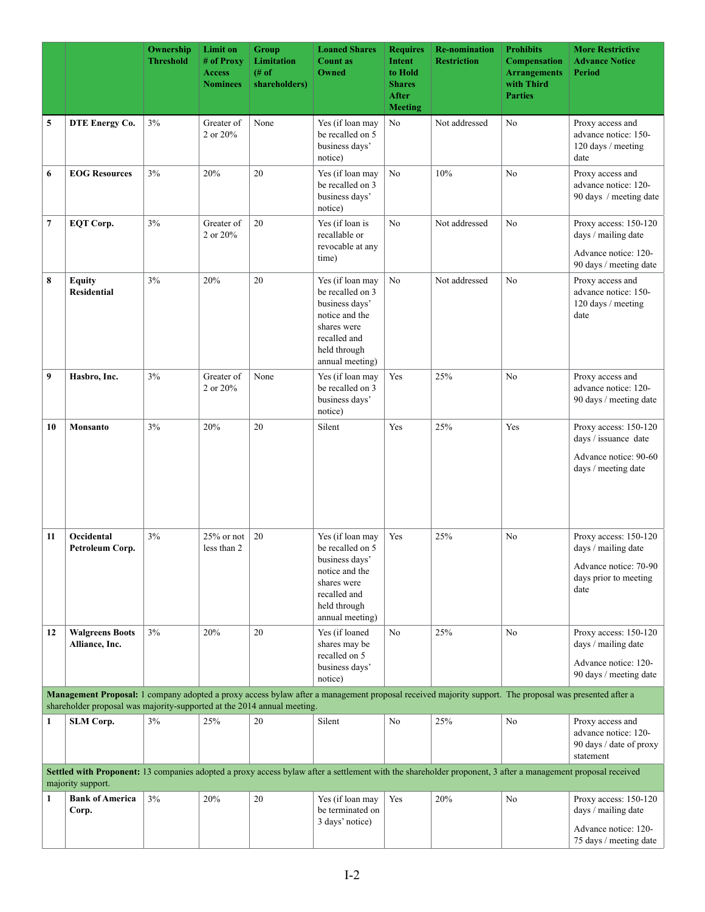| | | Ownership Threshold | Limit on # of Proxy Access Nominees | Group Limitation (# of shareholders) | Loaned Shares Count as Owned | Requires Intent to Hold Shares After Meeting | Re-nomination Restriction | Prohibits Compensation Arrangements with Third Parties | More Restrictive Advance Notice Period |
|---|---|---|---|---|---|---|---|---|---|
| 5 | **DTE Energy Co.** | 3% | Greater of 2 or 20% | None | Yes (if loan may be recalled on 5 business days' notice) | No | Not addressed | No | Proxy access and advance notice: 150-120 days / meeting date |
| 6 | **EOG Resources** | 3% | 20% | 20 | Yes (if loan may be recalled on 3 business days' notice) | No | 10% | No | Proxy access and advance notice: 120-90 days / meeting date |
| 7 | **EQT Corp.** | 3% | Greater of 2 or 20% | 20 | Yes (if loan is recallable or revocable at any time) | No | Not addressed | No | Proxy access: 150-120 days / mailing date<br><br>Advance notice: 120-90 days / meeting date |
| 8 | **Equity Residential** | 3% | 20% | 20 | Yes (if loan may be recalled on 3 business days' notice and the shares were recalled and held through annual meeting) | No | Not addressed | No | Proxy access and advance notice: 150-120 days / meeting date |
| 9 | **Hasbro, Inc.** | 3% | Greater of 2 or 20% | None | Yes (if loan may be recalled on 3 business days' notice) | Yes | 25% | No | Proxy access and advance notice: 120-90 days / meeting date |
| 10 | **Monsanto** | 3% | 20% | 20 | Silent | Yes | 25% | Yes | Proxy access: 150-120 days / issuance date<br><br>Advance notice: 90-60 days / meeting date |
| 11 | **Occidental Petroleum Corp.** | 3% | 25% or not less than 2 | 20 | Yes (if loan may be recalled on 5 business days' notice and the shares were recalled and held through annual meeting) | Yes | 25% | No | Proxy access: 150-120 days / mailing date<br><br>Advance notice: 70-90 days prior to meeting date |
| 12 | **Walgreens Boots Alliance, Inc.** | 3% | 20% | 20 | Yes (if loaned shares may be recalled on 5 business days' notice) | No | 25% | No | Proxy access: 150-120 days / mailing date<br><br>Advance notice: 120-90 days / meeting date |
| **Management Proposal:** 1 company adopted a proxy access bylaw after a management proposal received majority support. The proposal was presented after a shareholder proposal was majority-supported at the 2014 annual meeting. | | | | | | | | | |
| 1 | **SLM Corp.** | 3% | 25% | 20 | Silent | No | 25% | No | Proxy access and advance notice: 120-90 days / date of proxy statement |
| **Settled with Proponent:** 13 companies adopted a proxy access bylaw after a settlement with the shareholder proponent, 3 after a management proposal received majority support. | | | | | | | | | |
| 1 | **Bank of America Corp.** | 3% | 20% | 20 | Yes (if loan may be terminated on 3 days' notice) | Yes | 20% | No | Proxy access: 150-120 days / mailing date<br><br>Advance notice: 120-75 days / meeting date |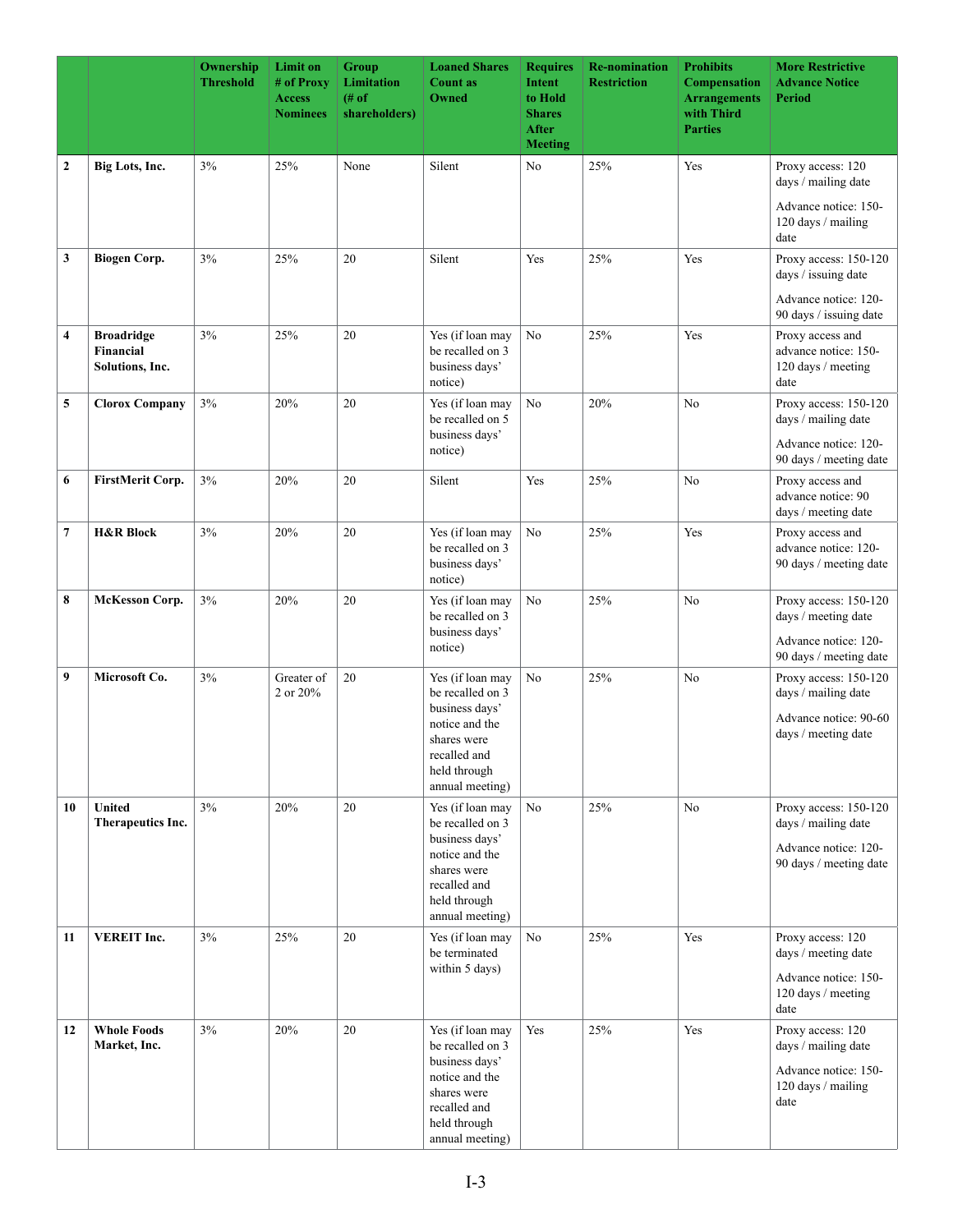| | | Ownership Threshold | Limit on # of Proxy Access Nominees | Group Limitation (# of shareholders) | Loaned Shares Count as Owned | Requires Intent to Hold Shares After Meeting | Re-nomination Restriction | Prohibits Compensation Arrangements with Third Parties | More Restrictive Advance Notice Period |
|---|---|---|---|---|---|---|---|---|---|
| 2 | **Big Lots, Inc.** | 3% | 25% | None | Silent | No | 25% | Yes | Proxy access: 120 days / mailing date<br><br>Advance notice: 150-120 days / mailing date |
| 3 | **Biogen Corp.** | 3% | 25% | 20 | Silent | Yes | 25% | Yes | Proxy access: 150-120 days / issuing date<br><br>Advance notice: 120-90 days / issuing date |
| 4 | **Broadridge Financial Solutions, Inc.** | 3% | 25% | 20 | Yes (if loan may be recalled on 3 business days' notice) | No | 25% | Yes | Proxy access and advance notice: 150-120 days / meeting date |
| 5 | **Clorox Company** | 3% | 20% | 20 | Yes (if loan may be recalled on 5 business days' notice) | No | 20% | No | Proxy access: 150-120 days / mailing date<br><br>Advance notice: 120-90 days / meeting date |
| 6 | **FirstMerit Corp.** | 3% | 20% | 20 | Silent | Yes | 25% | No | Proxy access and advance notice: 90 days / meeting date |
| 7 | **H&R Block** | 3% | 20% | 20 | Yes (if loan may be recalled on 3 business days' notice) | No | 25% | Yes | Proxy access and advance notice: 120-90 days / meeting date |
| 8 | **McKesson Corp.** | 3% | 20% | 20 | Yes (if loan may be recalled on 3 business days' notice) | No | 25% | No | Proxy access: 150-120 days / meeting date<br><br>Advance notice: 120-90 days / meeting date |
| 9 | **Microsoft Co.** | 3% | Greater of 2 or 20% | 20 | Yes (if loan may be recalled on 3 business days' notice and the shares were recalled and held through annual meeting) | No | 25% | No | Proxy access: 150-120 days / mailing date<br><br>Advance notice: 90-60 days / meeting date |
| 10 | **United Therapeutics Inc.** | 3% | 20% | 20 | Yes (if loan may be recalled on 3 business days' notice and the shares were recalled and held through annual meeting) | No | 25% | No | Proxy access: 150-120 days / mailing date<br><br>Advance notice: 120-90 days / meeting date |
| 11 | **VEREIT Inc.** | 3% | 25% | 20 | Yes (if loan may be terminated within 5 days) | No | 25% | Yes | Proxy access: 120 days / meeting date<br><br>Advance notice: 150-120 days / meeting date |
| 12 | **Whole Foods Market, Inc.** | 3% | 20% | 20 | Yes (if loan may be recalled on 3 business days' notice and the shares were recalled and held through annual meeting) | Yes | 25% | Yes | Proxy access: 120 days / mailing date<br><br>Advance notice: 150-120 days / mailing date |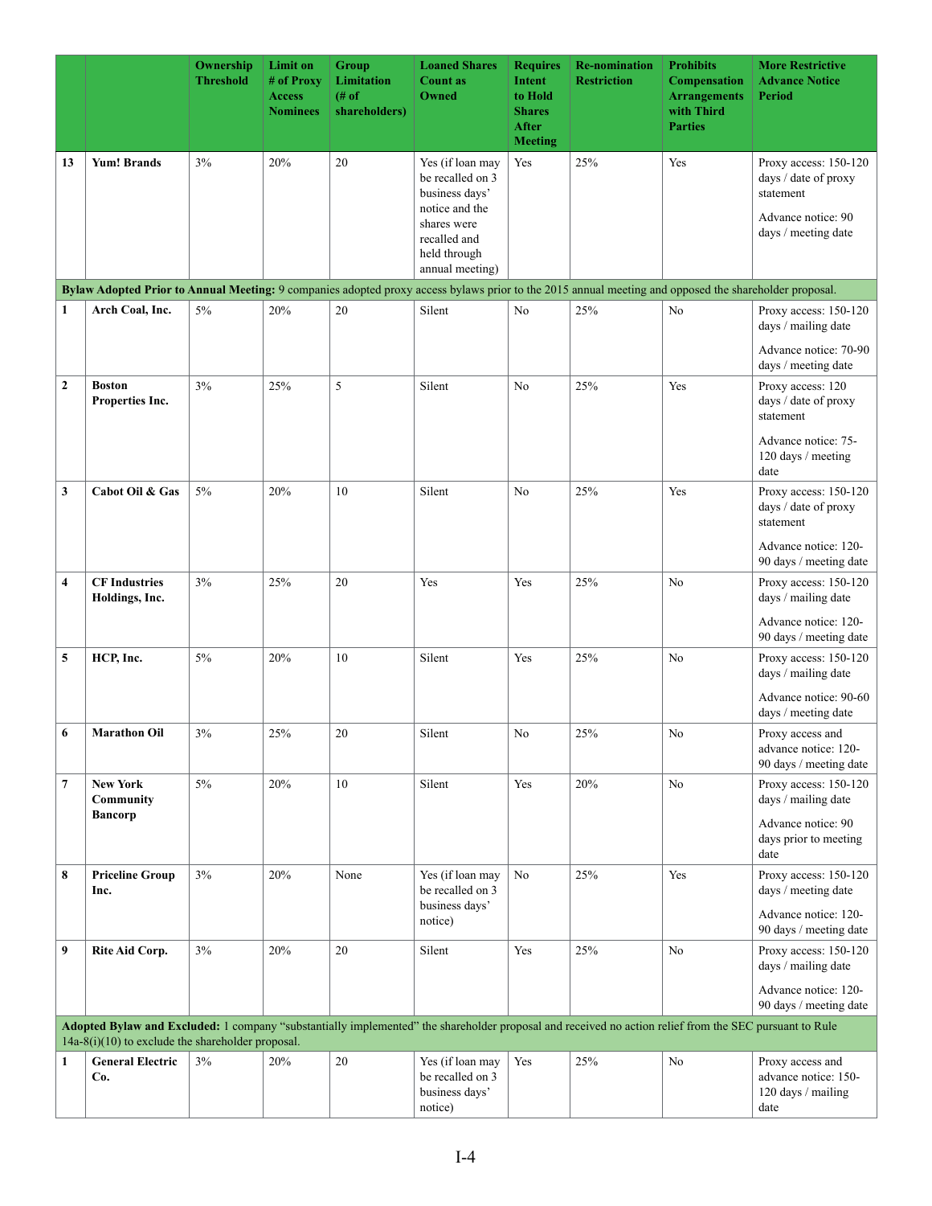| | | Ownership Threshold | Limit on # of Proxy Access Nominees | Group Limitation (# of shareholders) | Loaned Shares Count as Owned | Requires Intent to Hold Shares After Meeting | Re-nomination Restriction | Prohibits Compensation Arrangements with Third Parties | More Restrictive Advance Notice Period |
|---|---|---|---|---|---|---|---|---|---|
| 13 | **Yum! Brands** | 3% | 20% | 20 | Yes (if loan may be recalled on 3 business days' notice and the shares were recalled and held through annual meeting) | Yes | 25% | Yes | Proxy access: 150-120 days / date of proxy statement<br><br>Advance notice: 90 days / meeting date |
| **Bylaw Adopted Prior to Annual Meeting:** 9 companies adopted proxy access bylaws prior to the 2015 annual meeting and opposed the shareholder proposal. | | | | | | | | | |
| 1 | **Arch Coal, Inc.** | 5% | 20% | 20 | Silent | No | 25% | No | Proxy access: 150-120 days / mailing date<br><br>Advance notice: 70-90 days / meeting date |
| 2 | **Boston Properties Inc.** | 3% | 25% | 5 | Silent | No | 25% | Yes | Proxy access: 120 days / date of proxy statement<br><br>Advance notice: 75-120 days / meeting date |
| 3 | **Cabot Oil & Gas** | 5% | 20% | 10 | Silent | No | 25% | Yes | Proxy access: 150-120 days / date of proxy statement<br><br>Advance notice: 120-90 days / meeting date |
| 4 | **CF Industries Holdings, Inc.** | 3% | 25% | 20 | Yes | Yes | 25% | No | Proxy access: 150-120 days / mailing date<br><br>Advance notice: 120-90 days / meeting date |
| 5 | **HCP, Inc.** | 5% | 20% | 10 | Silent | Yes | 25% | No | Proxy access: 150-120 days / mailing date<br><br>Advance notice: 90-60 days / meeting date |
| 6 | **Marathon Oil** | 3% | 25% | 20 | Silent | No | 25% | No | Proxy access and advance notice: 120-90 days / meeting date |
| 7 | **New York Community Bancorp** | 5% | 20% | 10 | Silent | Yes | 20% | No | Proxy access: 150-120 days / mailing date<br><br>Advance notice: 90 days prior to meeting date |
| 8 | **Priceline Group Inc.** | 3% | 20% | None | Yes (if loan may be recalled on 3 business days' notice) | No | 25% | Yes | Proxy access: 150-120 days / meeting date<br><br>Advance notice: 120-90 days / meeting date |
| 9 | **Rite Aid Corp.** | 3% | 20% | 20 | Silent | Yes | 25% | No | Proxy access: 150-120 days / mailing date<br><br>Advance notice: 120-90 days / meeting date |
| **Adopted Bylaw and Excluded:** 1 company "substantially implemented" the shareholder proposal and received no action relief from the SEC pursuant to Rule 14a-8(i)(10) to exclude the shareholder proposal. | | | | | | | | | |
| 1 | **General Electric Co.** | 3% | 20% | 20 | Yes (if loan may be recalled on 3 business days' notice) | Yes | 25% | No | Proxy access and advance notice: 150-120 days / mailing date |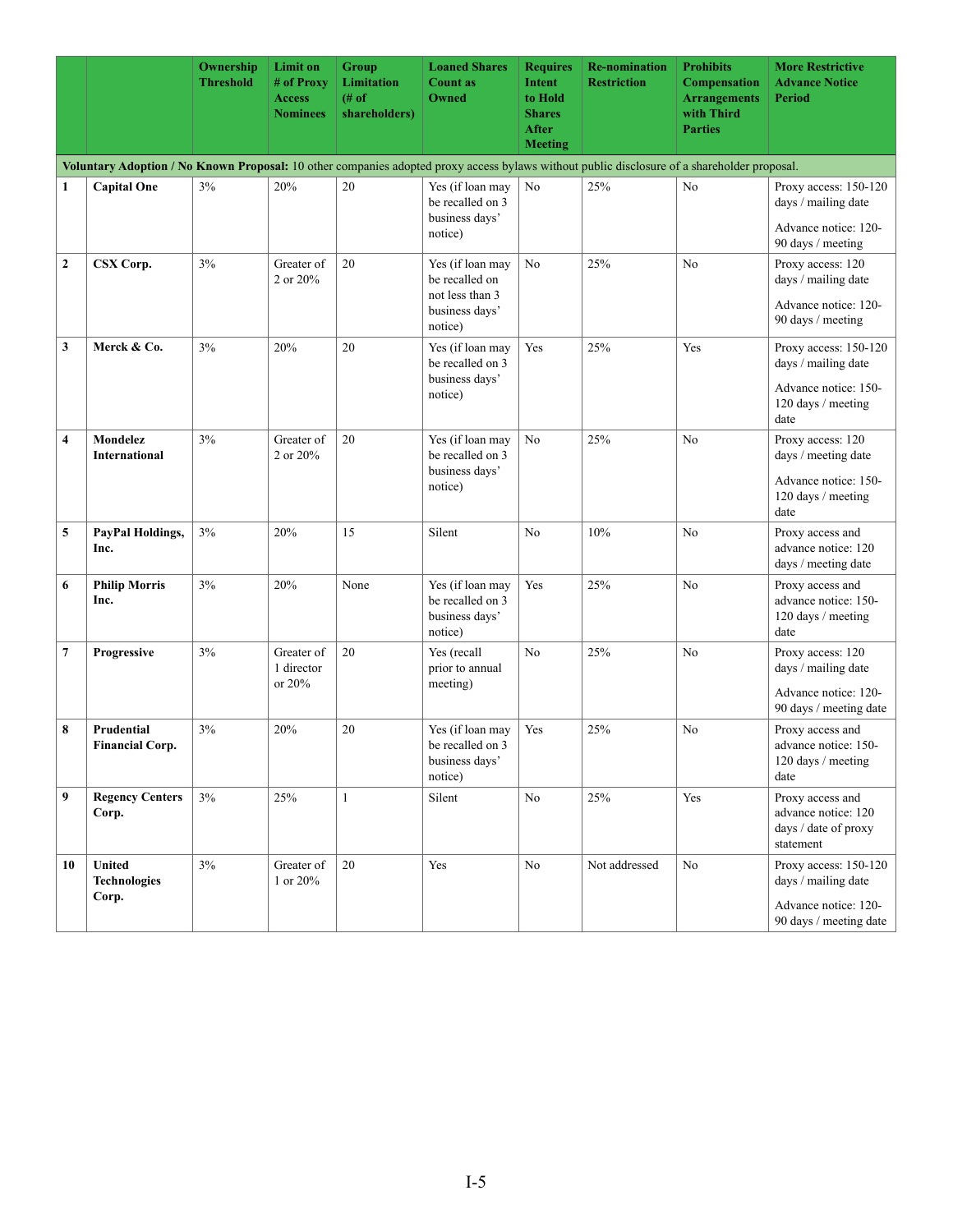| | | Ownership Threshold | Limit on # of Proxy Access Nominees | Group Limitation (# of shareholders) | Loaned Shares Count as Owned | Requires Intent to Hold Shares After Meeting | Re-nomination Restriction | Prohibits Compensation Arrangements with Third Parties | More Restrictive Advance Notice Period |
|---|---|---|---|---|---|---|---|---|---|
| **Voluntary Adoption / No Known Proposal:** 10 other companies adopted proxy access bylaws without public disclosure of a shareholder proposal. | | | | | | | | | |
| **1** | **Capital One** | 3% | 20% | 20 | Yes (if loan may be recalled on 3 business days' notice) | No | 25% | No | Proxy access: 150-120 days / mailing date<br><br>Advance notice: 120-90 days / meeting |
| **2** | **CSX Corp.** | 3% | Greater of 2 or 20% | 20 | Yes (if loan may be recalled on not less than 3 business days' notice) | No | 25% | No | Proxy access: 120 days / mailing date<br><br>Advance notice: 120-90 days / meeting |
| **3** | **Merck & Co.** | 3% | 20% | 20 | Yes (if loan may be recalled on 3 business days' notice) | Yes | 25% | Yes | Proxy access: 150-120 days / mailing date<br><br>Advance notice: 150-120 days / meeting date |
| **4** | **Mondelez International** | 3% | Greater of 2 or 20% | 20 | Yes (if loan may be recalled on 3 business days' notice) | No | 25% | No | Proxy access: 120 days / meeting date<br><br>Advance notice: 150-120 days / meeting date |
| **5** | **PayPal Holdings, Inc.** | 3% | 20% | 15 | Silent | No | 10% | No | Proxy access and advance notice: 120 days / meeting date |
| **6** | **Philip Morris Inc.** | 3% | 20% | None | Yes (if loan may be recalled on 3 business days' notice) | Yes | 25% | No | Proxy access and advance notice: 150-120 days / meeting date |
| **7** | **Progressive** | 3% | Greater of 1 director or 20% | 20 | Yes (recall prior to annual meeting) | No | 25% | No | Proxy access: 120 days / mailing date<br><br>Advance notice: 120-90 days / meeting date |
| **8** | **Prudential Financial Corp.** | 3% | 20% | 20 | Yes (if loan may be recalled on 3 business days' notice) | Yes | 25% | No | Proxy access and advance notice: 150-120 days / meeting date |
| **9** | **Regency Centers Corp.** | 3% | 25% | 1 | Silent | No | 25% | Yes | Proxy access and advance notice: 120 days / date of proxy statement |
| **10** | **United Technologies Corp.** | 3% | Greater of 1 or 20% | 20 | Yes | No | Not addressed | No | Proxy access: 150-120 days / mailing date<br><br>Advance notice: 120-90 days / meeting date |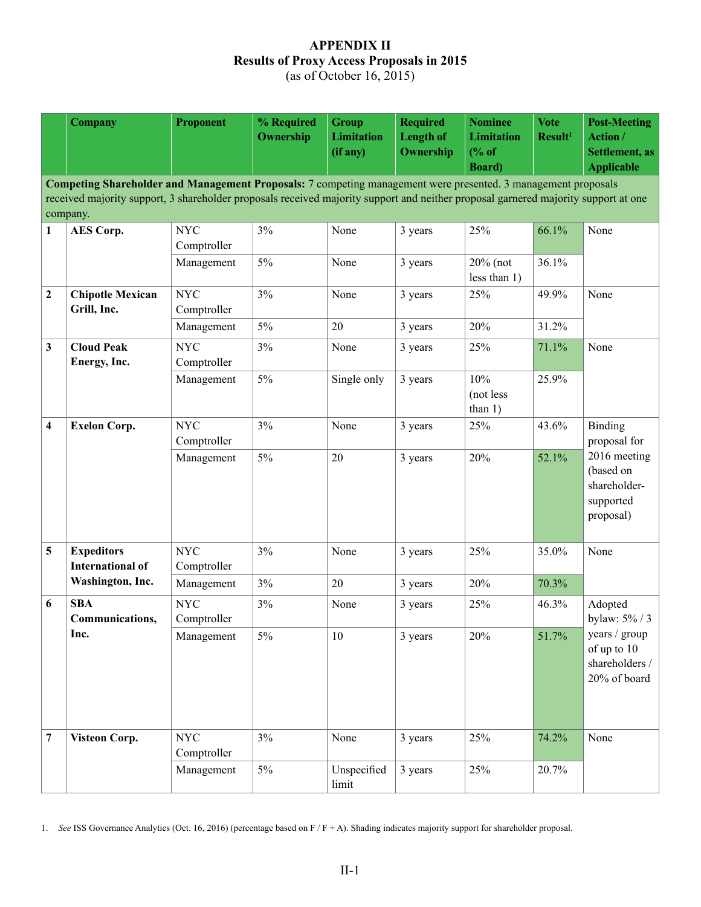# APPENDIX II
## Results of Proxy Access Proposals in 2015
(as of October 16, 2015)

| | Company | Proponent | % Required Ownership | Group Limitation (if any) | Required Length of Ownership | Nominee Limitation (% of Board) | Vote Result[1] | Post-Meeting Action / Settlement, as Applicable |
|---|---|---|---|---|---|---|---|---|
| **Competing Shareholder and Management Proposals:** 7 competing management were presented. 3 management proposals received majority support, 3 shareholder proposals received majority support and neither proposal garnered majority support at one company. | | | | | | | | |
| 1 | **AES Corp.** | NYC Comptroller | 3% | None | 3 years | 25% | 66.1% | None |
| | | Management | 5% | None | 3 years | 20% (not less than 1) | 36.1% | |
| 2 | **Chipotle Mexican Grill, Inc.** | NYC Comptroller | 3% | None | 3 years | 25% | 49.9% | None |
| | | Management | 5% | 20 | 3 years | 20% | 31.2% | |
| 3 | **Cloud Peak Energy, Inc.** | NYC Comptroller | 3% | None | 3 years | 25% | 71.1% | None |
| | | Management | 5% | Single only | 3 years | 10% (not less than 1) | 25.9% | |
| 4 | **Exelon Corp.** | NYC Comptroller | 3% | None | 3 years | 25% | 43.6% | Binding proposal for 2016 meeting (based on shareholder-supported proposal) |
| | | Management | 5% | 20 | 3 years | 20% | 52.1% | |
| 5 | **Expeditors International of Washington, Inc.** | NYC Comptroller | 3% | None | 3 years | 25% | 35.0% | None |
| | | Management | 3% | 20 | 3 years | 20% | 70.3% | |
| 6 | **SBA Communications, Inc.** | NYC Comptroller | 3% | None | 3 years | 25% | 46.3% | Adopted bylaw: 5% / 3 years / group of up to 10 shareholders / 20% of board |
| | | Management | 5% | 10 | 3 years | 20% | 51.7% | |
| 7 | **Visteon Corp.** | NYC Comptroller | 3% | None | 3 years | 25% | 74.2% | None |
| | | Management | 5% | Unspecified limit | 3 years | 25% | 20.7% | |

1. *See* ISS Governance Analytics (Oct. 16, 2016) (percentage based on F / F + A). Shading indicates majority support for shareholder proposal.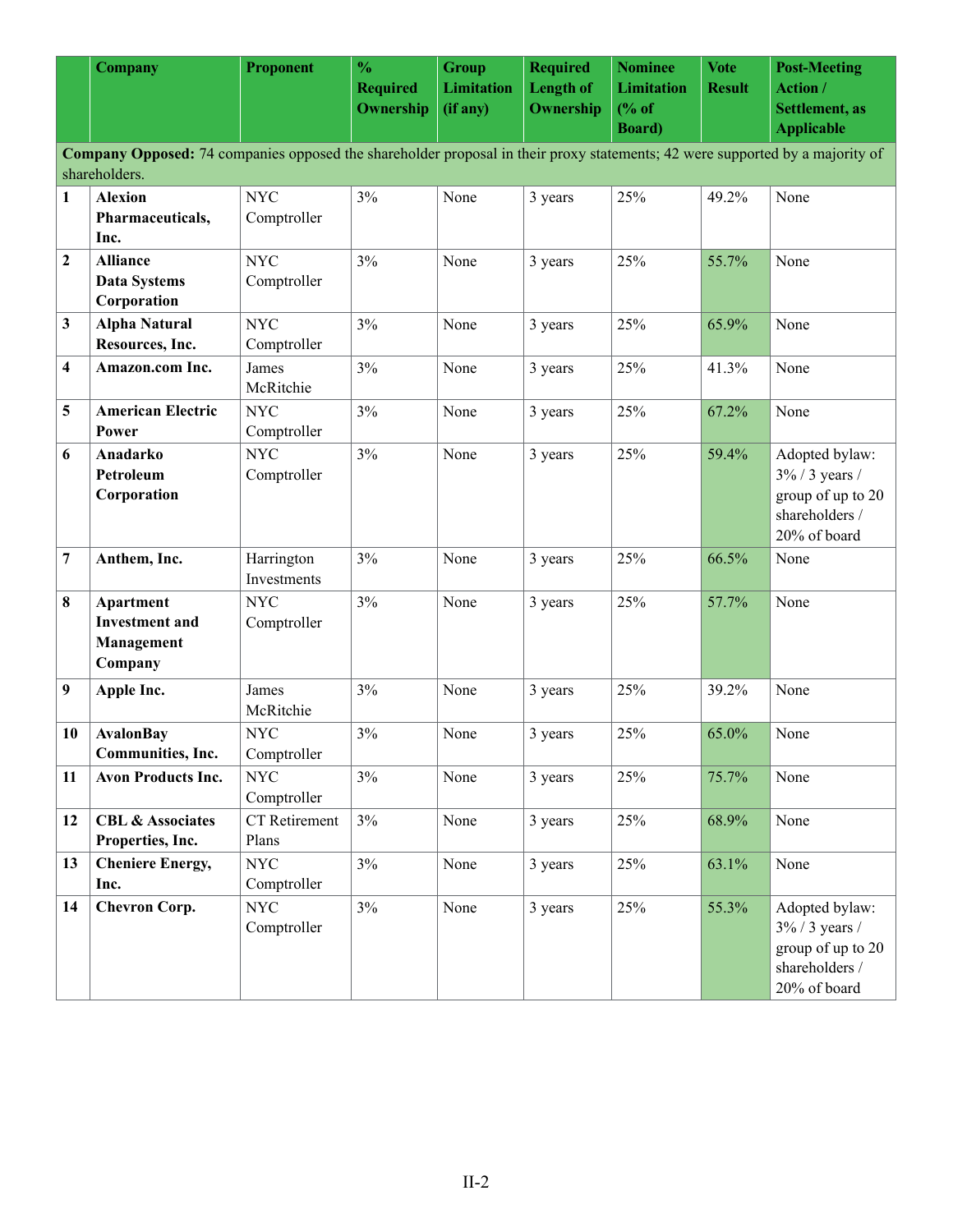| | Company | Proponent | % Required Ownership | Group Limitation (if any) | Required Length of Ownership | Nominee Limitation (% of Board) | Vote Result | Post-Meeting Action / Settlement, as Applicable |
|---|---|---|---|---|---|---|---|---|
| **Company Opposed:** 74 companies opposed the shareholder proposal in their proxy statements; 42 were supported by a majority of shareholders. | | | | | | | | |
| **1** | **Alexion Pharmaceuticals, Inc.** | NYC Comptroller | 3% | None | 3 years | 25% | 49.2% | None |
| **2** | **Alliance Data Systems Corporation** | NYC Comptroller | 3% | None | 3 years | 25% | 55.7% | None |
| **3** | **Alpha Natural Resources, Inc.** | NYC Comptroller | 3% | None | 3 years | 25% | 65.9% | None |
| **4** | **Amazon.com Inc.** | James McRitchie | 3% | None | 3 years | 25% | 41.3% | None |
| **5** | **American Electric Power** | NYC Comptroller | 3% | None | 3 years | 25% | 67.2% | None |
| **6** | **Anadarko Petroleum Corporation** | NYC Comptroller | 3% | None | 3 years | 25% | 59.4% | Adopted bylaw: 3% / 3 years / group of up to 20 shareholders / 20% of board |
| **7** | **Anthem, Inc.** | Harrington Investments | 3% | None | 3 years | 25% | 66.5% | None |
| **8** | **Apartment Investment and Management Company** | NYC Comptroller | 3% | None | 3 years | 25% | 57.7% | None |
| **9** | **Apple Inc.** | James McRitchie | 3% | None | 3 years | 25% | 39.2% | None |
| **10** | **AvalonBay Communities, Inc.** | NYC Comptroller | 3% | None | 3 years | 25% | 65.0% | None |
| **11** | **Avon Products Inc.** | NYC Comptroller | 3% | None | 3 years | 25% | 75.7% | None |
| **12** | **CBL & Associates Properties, Inc.** | CT Retirement Plans | 3% | None | 3 years | 25% | 68.9% | None |
| **13** | **Cheniere Energy, Inc.** | NYC Comptroller | 3% | None | 3 years | 25% | 63.1% | None |
| **14** | **Chevron Corp.** | NYC Comptroller | 3% | None | 3 years | 25% | 55.3% | Adopted bylaw: 3% / 3 years / group of up to 20 shareholders / 20% of board |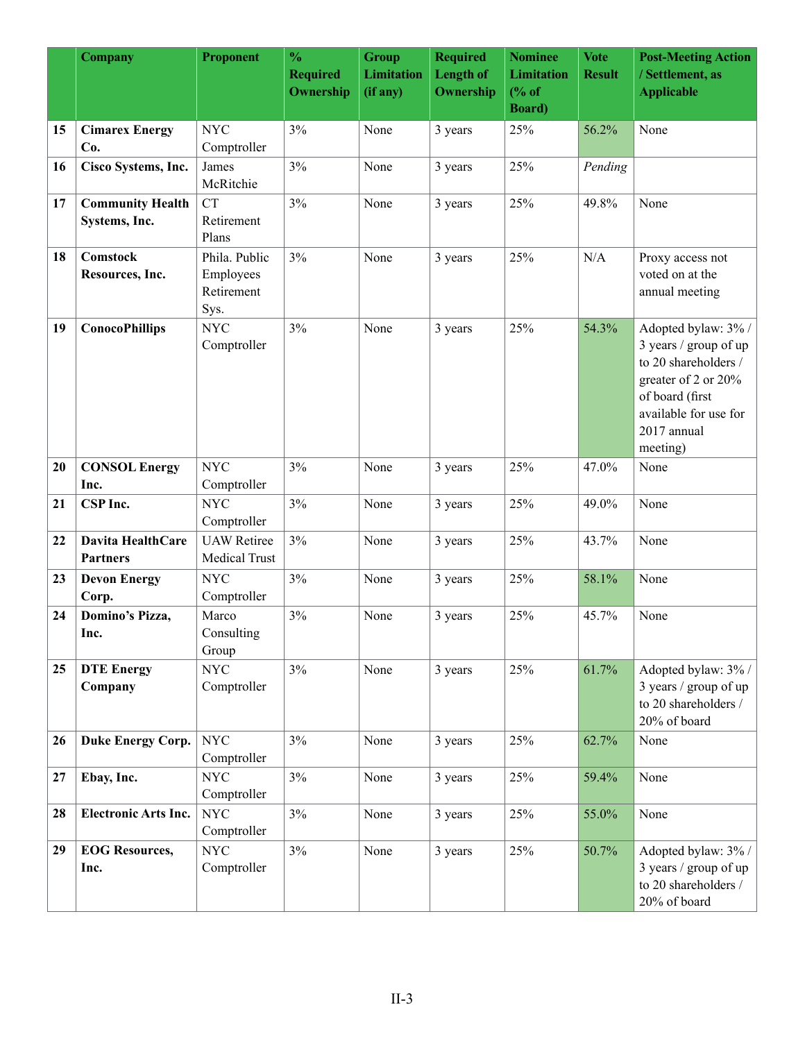| | Company | Proponent | % Required Ownership | Group Limitation (if any) | Required Length of Ownership | Nominee Limitation (% of Board) | Vote Result | Post-Meeting Action / Settlement, as Applicable |
|---|---|---|---|---|---|---|---|---|
| **15** | **Cimarex Energy Co.** | NYC Comptroller | 3% | None | 3 years | 25% | 56.2% | None |
| **16** | **Cisco Systems, Inc.** | James McRitchie | 3% | None | 3 years | 25% | *Pending* | |
| **17** | **Community Health Systems, Inc.** | CT Retirement Plans | 3% | None | 3 years | 25% | 49.8% | None |
| **18** | **Comstock Resources, Inc.** | Phila. Public Employees Retirement Sys. | 3% | None | 3 years | 25% | N/A | Proxy access not voted on at the annual meeting |
| **19** | **ConocoPhillips** | NYC Comptroller | 3% | None | 3 years | 25% | 54.3% | Adopted bylaw: 3% / 3 years / group of up to 20 shareholders / greater of 2 or 20% of board (first available for use for 2017 annual meeting) |
| **20** | **CONSOL Energy Inc.** | NYC Comptroller | 3% | None | 3 years | 25% | 47.0% | None |
| **21** | **CSP Inc.** | NYC Comptroller | 3% | None | 3 years | 25% | 49.0% | None |
| **22** | **Davita HealthCare Partners** | UAW Retiree Medical Trust | 3% | None | 3 years | 25% | 43.7% | None |
| **23** | **Devon Energy Corp.** | NYC Comptroller | 3% | None | 3 years | 25% | 58.1% | None |
| **24** | **Domino's Pizza, Inc.** | Marco Consulting Group | 3% | None | 3 years | 25% | 45.7% | None |
| **25** | **DTE Energy Company** | NYC Comptroller | 3% | None | 3 years | 25% | 61.7% | Adopted bylaw: 3% / 3 years / group of up to 20 shareholders / 20% of board |
| **26** | **Duke Energy Corp.** | NYC Comptroller | 3% | None | 3 years | 25% | 62.7% | None |
| **27** | **Ebay, Inc.** | NYC Comptroller | 3% | None | 3 years | 25% | 59.4% | None |
| **28** | **Electronic Arts Inc.** | NYC Comptroller | 3% | None | 3 years | 25% | 55.0% | None |
| **29** | **EOG Resources, Inc.** | NYC Comptroller | 3% | None | 3 years | 25% | 50.7% | Adopted bylaw: 3% / 3 years / group of up to 20 shareholders / 20% of board |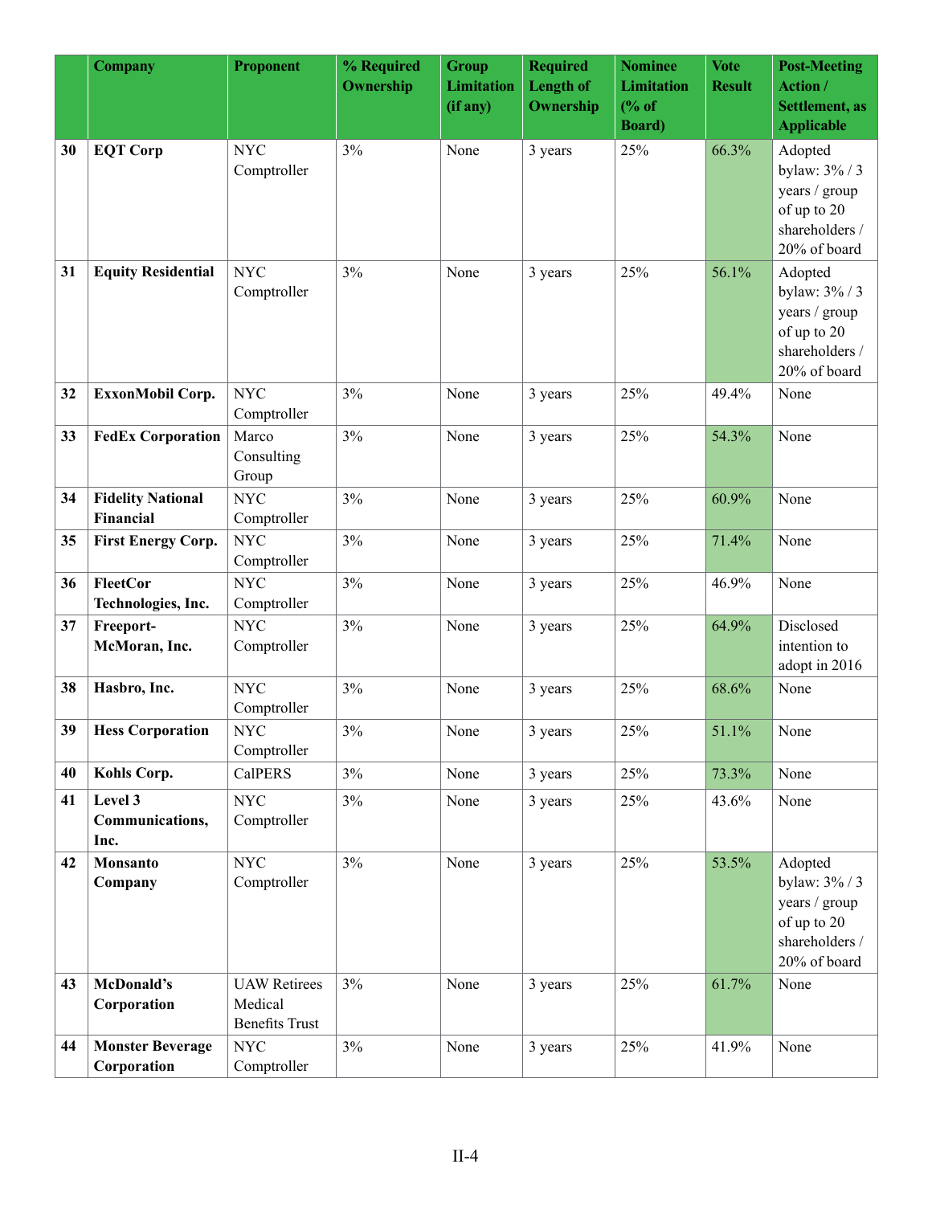| | Company | Proponent | % Required Ownership | Group Limitation (if any) | Required Length of Ownership | Nominee Limitation (% of Board) | Vote Result | Post-Meeting Action / Settlement, as Applicable |
|---|---|---|---|---|---|---|---|---|
| 30 | **EQT Corp** | NYC Comptroller | 3% | None | 3 years | 25% | 66.3% | Adopted bylaw: 3% / 3 years / group of up to 20 shareholders / 20% of board |
| 31 | **Equity Residential** | NYC Comptroller | 3% | None | 3 years | 25% | 56.1% | Adopted bylaw: 3% / 3 years / group of up to 20 shareholders / 20% of board |
| 32 | **ExxonMobil Corp.** | NYC Comptroller | 3% | None | 3 years | 25% | 49.4% | None |
| 33 | **FedEx Corporation** | Marco Consulting Group | 3% | None | 3 years | 25% | 54.3% | None |
| 34 | **Fidelity National Financial** | NYC Comptroller | 3% | None | 3 years | 25% | 60.9% | None |
| 35 | **First Energy Corp.** | NYC Comptroller | 3% | None | 3 years | 25% | 71.4% | None |
| 36 | **FleetCor Technologies, Inc.** | NYC Comptroller | 3% | None | 3 years | 25% | 46.9% | None |
| 37 | **Freeport-McMoran, Inc.** | NYC Comptroller | 3% | None | 3 years | 25% | 64.9% | Disclosed intention to adopt in 2016 |
| 38 | **Hasbro, Inc.** | NYC Comptroller | 3% | None | 3 years | 25% | 68.6% | None |
| 39 | **Hess Corporation** | NYC Comptroller | 3% | None | 3 years | 25% | 51.1% | None |
| 40 | **Kohls Corp.** | CalPERS | 3% | None | 3 years | 25% | 73.3% | None |
| 41 | **Level 3 Communications, Inc.** | NYC Comptroller | 3% | None | 3 years | 25% | 43.6% | None |
| 42 | **Monsanto Company** | NYC Comptroller | 3% | None | 3 years | 25% | 53.5% | Adopted bylaw: 3% / 3 years / group of up to 20 shareholders / 20% of board |
| 43 | **McDonald's Corporation** | UAW Retirees Medical Benefits Trust | 3% | None | 3 years | 25% | 61.7% | None |
| 44 | **Monster Beverage Corporation** | NYC Comptroller | 3% | None | 3 years | 25% | 41.9% | None |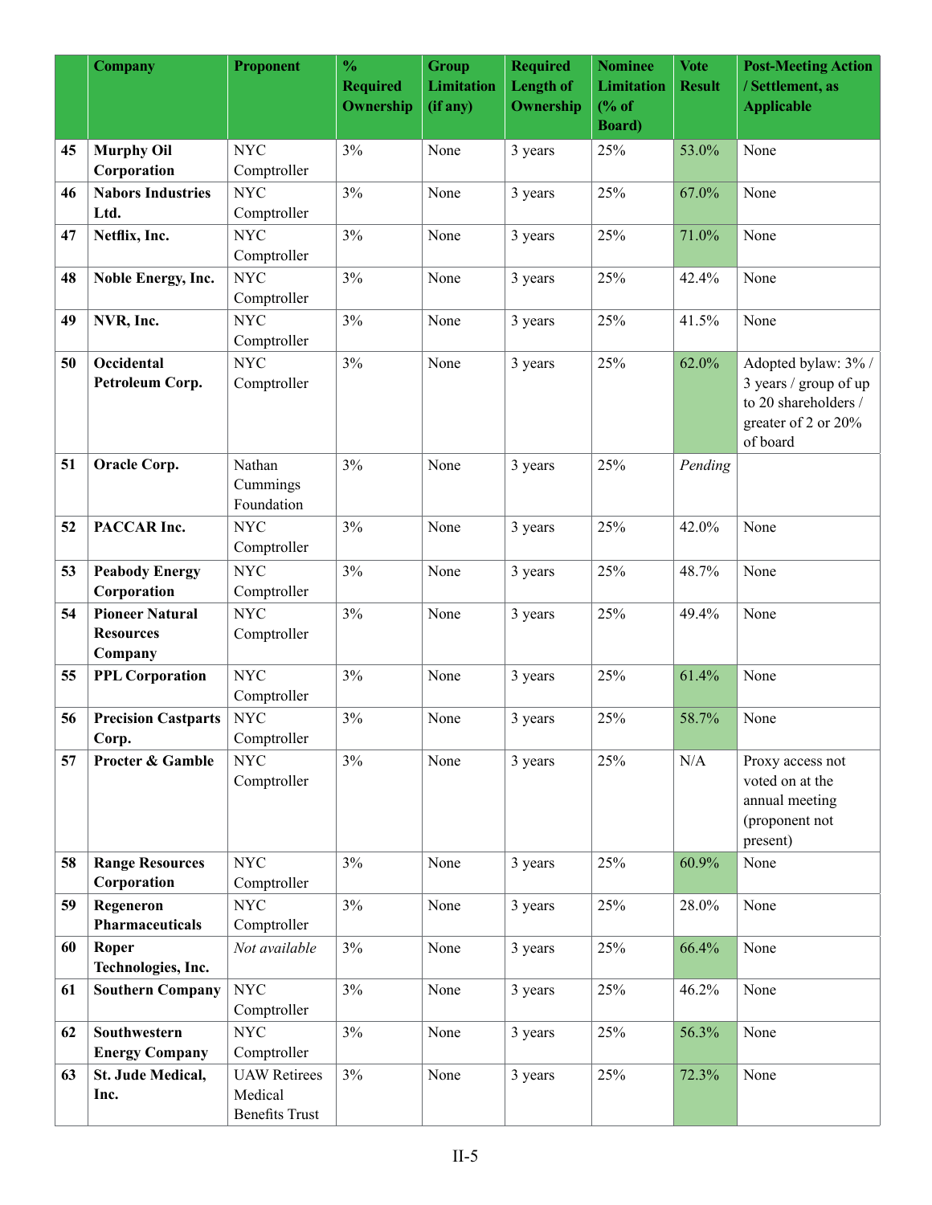| | Company | Proponent | % Required Ownership | Group Limitation (if any) | Required Length of Ownership | Nominee Limitation (% of Board) | Vote Result | Post-Meeting Action / Settlement, as Applicable |
|---|---|---|---|---|---|---|---|---|
| **45** | **Murphy Oil Corporation** | NYC Comptroller | 3% | None | 3 years | 25% | 53.0% | None |
| **46** | **Nabors Industries Ltd.** | NYC Comptroller | 3% | None | 3 years | 25% | 67.0% | None |
| **47** | **Netflix, Inc.** | NYC Comptroller | 3% | None | 3 years | 25% | 71.0% | None |
| **48** | **Noble Energy, Inc.** | NYC Comptroller | 3% | None | 3 years | 25% | 42.4% | None |
| **49** | **NVR, Inc.** | NYC Comptroller | 3% | None | 3 years | 25% | 41.5% | None |
| **50** | **Occidental Petroleum Corp.** | NYC Comptroller | 3% | None | 3 years | 25% | 62.0% | Adopted bylaw: 3% / 3 years / group of up to 20 shareholders / greater of 2 or 20% of board |
| **51** | **Oracle Corp.** | Nathan Cummings Foundation | 3% | None | 3 years | 25% | *Pending* | |
| **52** | **PACCAR Inc.** | NYC Comptroller | 3% | None | 3 years | 25% | 42.0% | None |
| **53** | **Peabody Energy Corporation** | NYC Comptroller | 3% | None | 3 years | 25% | 48.7% | None |
| **54** | **Pioneer Natural Resources Company** | NYC Comptroller | 3% | None | 3 years | 25% | 49.4% | None |
| **55** | **PPL Corporation** | NYC Comptroller | 3% | None | 3 years | 25% | 61.4% | None |
| **56** | **Precision Castparts Corp.** | NYC Comptroller | 3% | None | 3 years | 25% | 58.7% | None |
| **57** | **Procter & Gamble** | NYC Comptroller | 3% | None | 3 years | 25% | N/A | Proxy access not voted on at the annual meeting (proponent not present) |
| **58** | **Range Resources Corporation** | NYC Comptroller | 3% | None | 3 years | 25% | 60.9% | None |
| **59** | **Regeneron Pharmaceuticals** | NYC Comptroller | 3% | None | 3 years | 25% | 28.0% | None |
| **60** | **Roper Technologies, Inc.** | *Not available* | 3% | None | 3 years | 25% | 66.4% | None |
| **61** | **Southern Company** | NYC Comptroller | 3% | None | 3 years | 25% | 46.2% | None |
| **62** | **Southwestern Energy Company** | NYC Comptroller | 3% | None | 3 years | 25% | 56.3% | None |
| **63** | **St. Jude Medical, Inc.** | UAW Retirees Medical Benefits Trust | 3% | None | 3 years | 25% | 72.3% | None |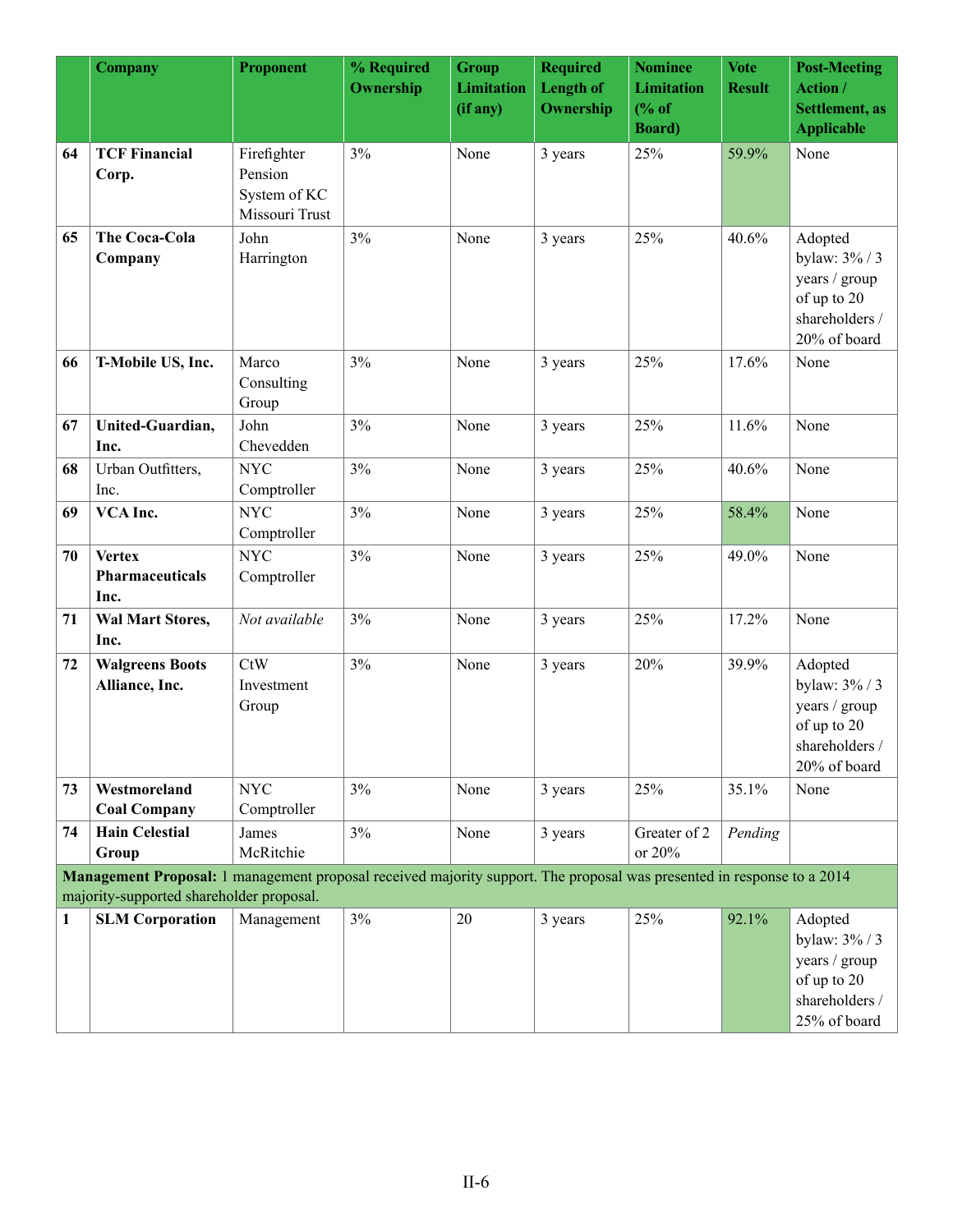| | Company | Proponent | % Required Ownership | Group Limitation (if any) | Required Length of Ownership | Nominee Limitation (% of Board) | Vote Result | Post-Meeting Action / Settlement, as Applicable |
|---|---|---|---|---|---|---|---|---|
| **64** | **TCF Financial Corp.** | Firefighter Pension System of KC Missouri Trust | 3% | None | 3 years | 25% | 59.9% | None |
| **65** | **The Coca-Cola Company** | John Harrington | 3% | None | 3 years | 25% | 40.6% | Adopted bylaw: 3% / 3 years / group of up to 20 shareholders / 20% of board |
| **66** | **T-Mobile US, Inc.** | Marco Consulting Group | 3% | None | 3 years | 25% | 17.6% | None |
| **67** | **United-Guardian, Inc.** | John Chevedden | 3% | None | 3 years | 25% | 11.6% | None |
| **68** | Urban Outfitters, Inc. | NYC Comptroller | 3% | None | 3 years | 25% | 40.6% | None |
| **69** | **VCA Inc.** | NYC Comptroller | 3% | None | 3 years | 25% | 58.4% | None |
| **70** | **Vertex Pharmaceuticals Inc.** | NYC Comptroller | 3% | None | 3 years | 25% | 49.0% | None |
| **71** | **Wal Mart Stores, Inc.** | *Not available* | 3% | None | 3 years | 25% | 17.2% | None |
| **72** | **Walgreens Boots Alliance, Inc.** | CtW Investment Group | 3% | None | 3 years | 20% | 39.9% | Adopted bylaw: 3% / 3 years / group of up to 20 shareholders / 20% of board |
| **73** | **Westmoreland Coal Company** | NYC Comptroller | 3% | None | 3 years | 25% | 35.1% | None |
| **74** | **Hain Celestial Group** | James McRitchie | 3% | None | 3 years | Greater of 2 or 20% | *Pending* | |
| **Management Proposal:** 1 management proposal received majority support. The proposal was presented in response to a 2014 majority-supported shareholder proposal. | | | | | | | | |
| **1** | **SLM Corporation** | Management | 3% | 20 | 3 years | 25% | 92.1% | Adopted bylaw: 3% / 3 years / group of up to 20 shareholders / 25% of board |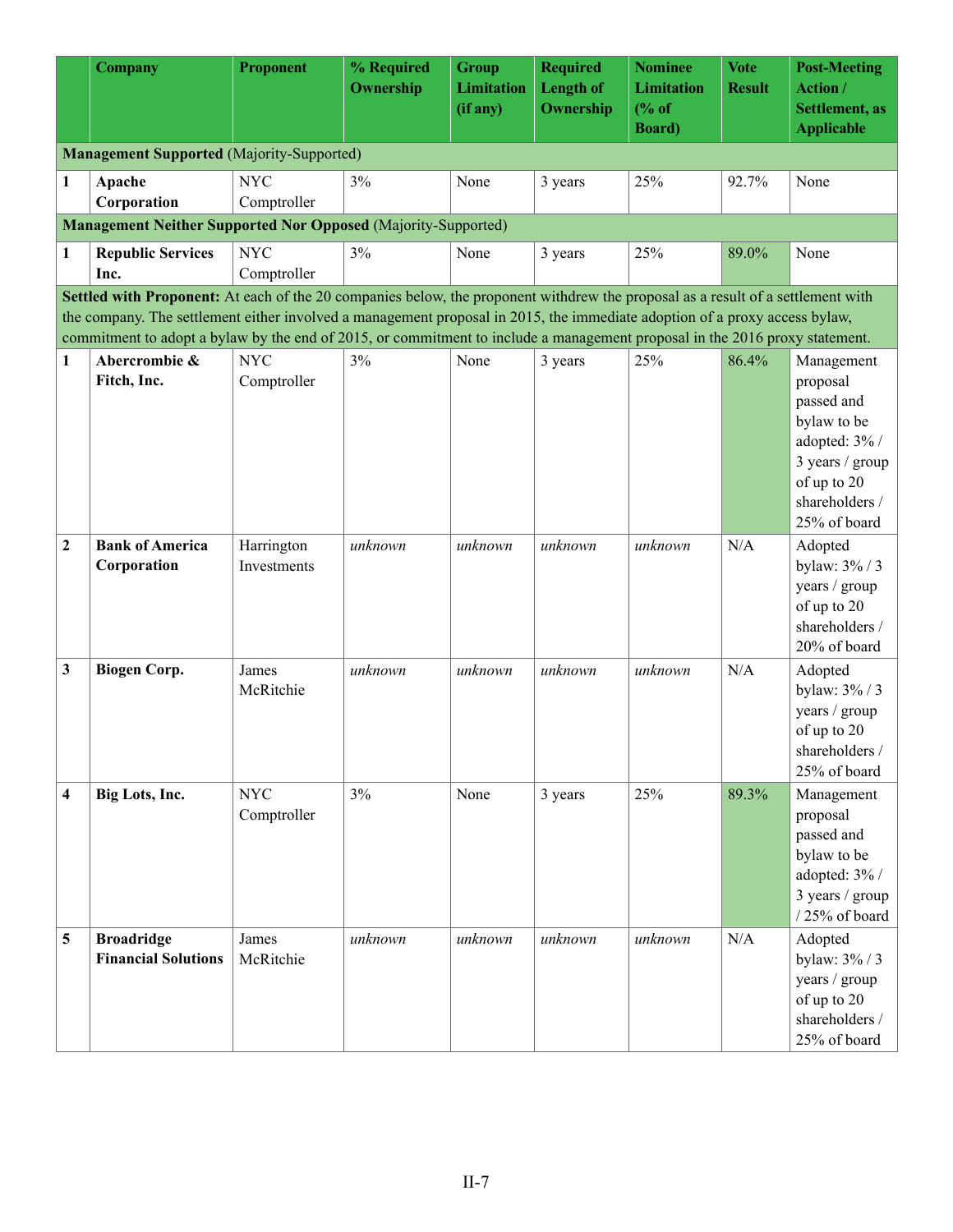| | Company | Proponent | % Required Ownership | Group Limitation (if any) | Required Length of Ownership | Nominee Limitation (% of Board) | Vote Result | Post-Meeting Action / Settlement, as Applicable |
|---|---|---|---|---|---|---|---|---|
| **Management Supported** (Majority-Supported) | | | | | | | | |
| **1** | **Apache Corporation** | NYC Comptroller | 3% | None | 3 years | 25% | 92.7% | None |
| **Management Neither Supported Nor Opposed** (Majority-Supported) | | | | | | | | |
| **1** | **Republic Services Inc.** | NYC Comptroller | 3% | None | 3 years | 25% | 89.0% | None |
| **Settled with Proponent:** At each of the 20 companies below, the proponent withdrew the proposal as a result of a settlement with the company. The settlement either involved a management proposal in 2015, the immediate adoption of a proxy access bylaw, commitment to adopt a bylaw by the end of 2015, or commitment to include a management proposal in the 2016 proxy statement. | | | | | | | | |
| **1** | **Abercrombie & Fitch, Inc.** | NYC Comptroller | 3% | None | 3 years | 25% | 86.4% | Management proposal passed and bylaw to be adopted: 3% / 3 years / group of up to 20 shareholders / 25% of board |
| **2** | **Bank of America Corporation** | Harrington Investments | *unknown* | *unknown* | *unknown* | *unknown* | N/A | Adopted bylaw: 3% / 3 years / group of up to 20 shareholders / 20% of board |
| **3** | **Biogen Corp.** | James McRitchie | *unknown* | *unknown* | *unknown* | *unknown* | N/A | Adopted bylaw: 3% / 3 years / group of up to 20 shareholders / 25% of board |
| **4** | **Big Lots, Inc.** | NYC Comptroller | 3% | None | 3 years | 25% | 89.3% | Management proposal passed and bylaw to be adopted: 3% / 3 years / group / 25% of board |
| **5** | **Broadridge Financial Solutions** | James McRitchie | *unknown* | *unknown* | *unknown* | *unknown* | N/A | Adopted bylaw: 3% / 3 years / group of up to 20 shareholders / 25% of board |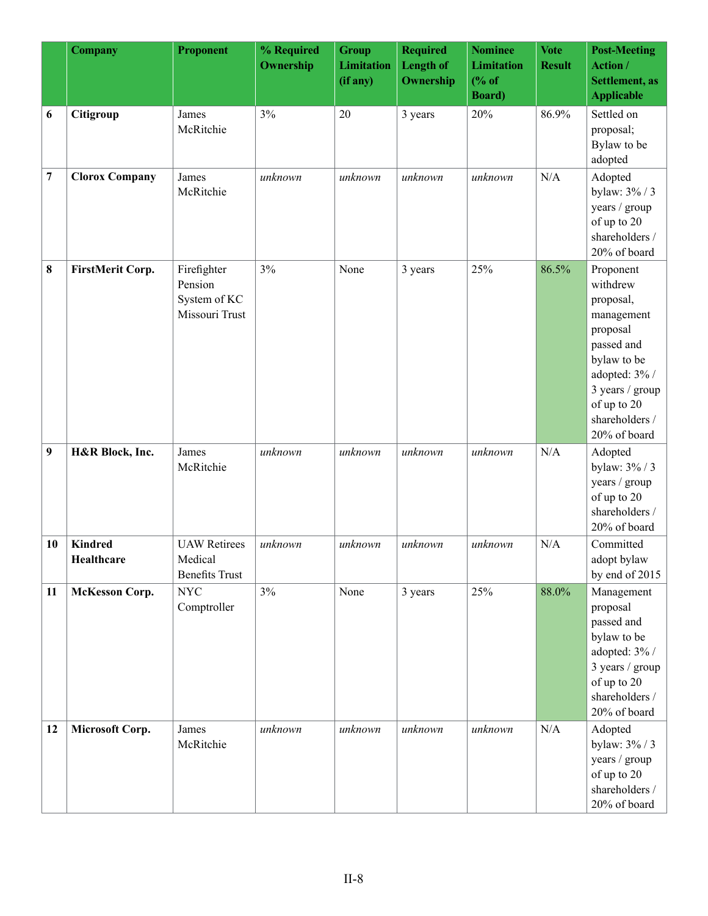| | Company | Proponent | % Required Ownership | Group Limitation (if any) | Required Length of Ownership | Nominee Limitation (% of Board) | Vote Result | Post-Meeting Action / Settlement, as Applicable |
|---|---|---|---|---|---|---|---|---|
| **6** | **Citigroup** | James McRitchie | 3% | 20 | 3 years | 20% | 86.9% | Settled on proposal; Bylaw to be adopted |
| **7** | **Clorox Company** | James McRitchie | *unknown* | *unknown* | *unknown* | *unknown* | N/A | Adopted bylaw: 3% / 3 years / group of up to 20 shareholders / 20% of board |
| **8** | **FirstMerit Corp.** | Firefighter Pension System of KC Missouri Trust | 3% | None | 3 years | 25% | 86.5% | Proponent withdrew proposal, management proposal passed and bylaw to be adopted: 3% / 3 years / group of up to 20 shareholders / 20% of board |
| **9** | **H&R Block, Inc.** | James McRitchie | *unknown* | *unknown* | *unknown* | *unknown* | N/A | Adopted bylaw: 3% / 3 years / group of up to 20 shareholders / 20% of board |
| **10** | **Kindred Healthcare** | UAW Retirees Medical Benefits Trust | *unknown* | *unknown* | *unknown* | *unknown* | N/A | Committed adopt bylaw by end of 2015 |
| **11** | **McKesson Corp.** | NYC Comptroller | 3% | None | 3 years | 25% | 88.0% | Management proposal passed and bylaw to be adopted: 3% / 3 years / group of up to 20 shareholders / 20% of board |
| **12** | **Microsoft Corp.** | James McRitchie | *unknown* | *unknown* | *unknown* | *unknown* | N/A | Adopted bylaw: 3% / 3 years / group of up to 20 shareholders / 20% of board |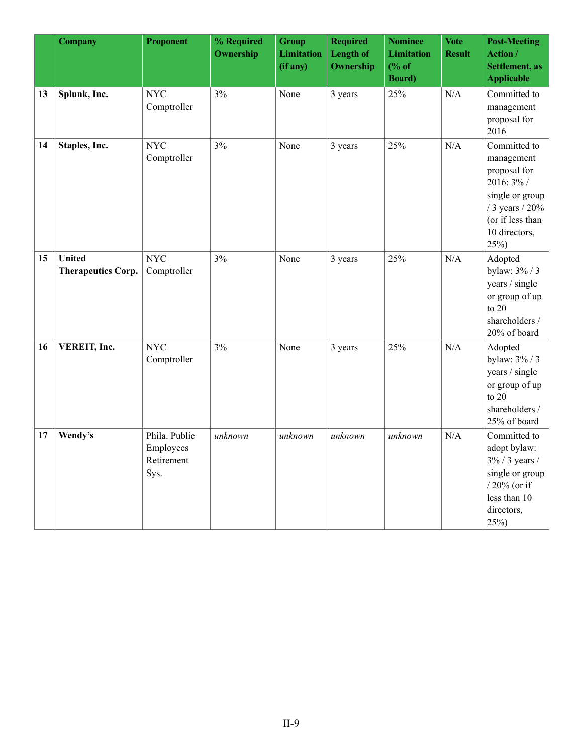| | Company | Proponent | % Required Ownership | Group Limitation (if any) | Required Length of Ownership | Nominee Limitation (% of Board) | Vote Result | Post-Meeting Action / Settlement, as Applicable |
|---|---|---|---|---|---|---|---|---|
| **13** | **Splunk, Inc.** | NYC Comptroller | 3% | None | 3 years | 25% | N/A | Committed to management proposal for 2016 |
| **14** | **Staples, Inc.** | NYC Comptroller | 3% | None | 3 years | 25% | N/A | Committed to management proposal for 2016: 3% / single or group / 3 years / 20% (or if less than 10 directors, 25%) |
| **15** | **United Therapeutics Corp.** | NYC Comptroller | 3% | None | 3 years | 25% | N/A | Adopted bylaw: 3% / 3 years / single or group of up to 20 shareholders / 20% of board |
| **16** | **VEREIT, Inc.** | NYC Comptroller | 3% | None | 3 years | 25% | N/A | Adopted bylaw: 3% / 3 years / single or group of up to 20 shareholders / 25% of board |
| **17** | **Wendy's** | Phila. Public Employees Retirement Sys. | *unknown* | *unknown* | *unknown* | *unknown* | N/A | Committed to adopt bylaw: 3% / 3 years / single or group / 20% (or if less than 10 directors, 25%) |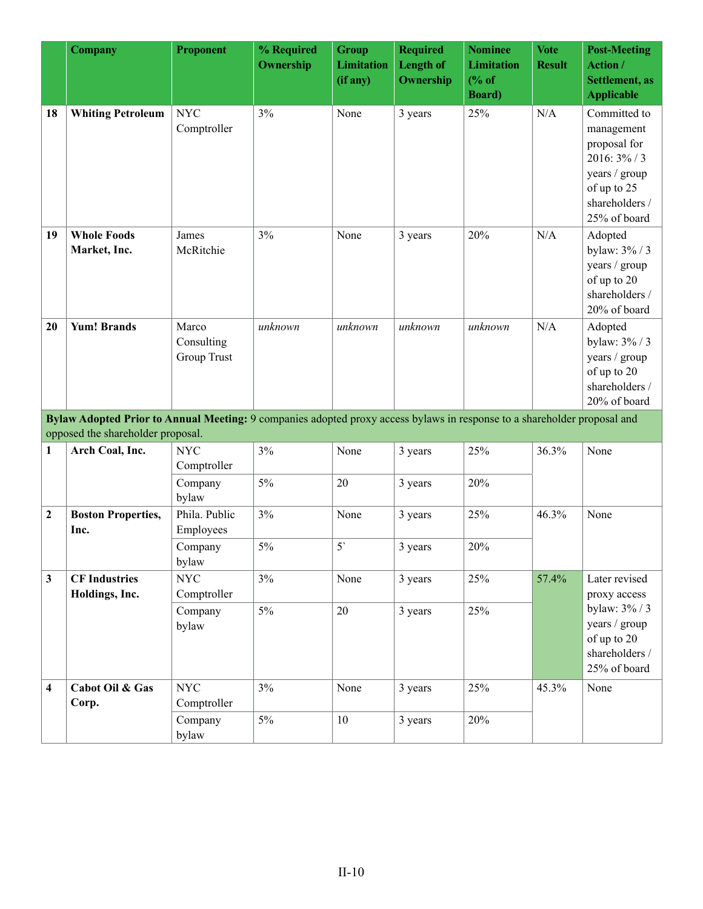| | Company | Proponent | % Required Ownership | Group Limitation (if any) | Required Length of Ownership | Nominee Limitation (% of Board) | Vote Result | Post-Meeting Action / Settlement, as Applicable |
|---|---|---|---|---|---|---|---|---|
| **18** | **Whiting Petroleum** | NYC Comptroller | 3% | None | 3 years | 25% | N/A | Committed to management proposal for 2016: 3% / 3 years / group of up to 25 shareholders / 25% of board |
| **19** | **Whole Foods Market, Inc.** | James McRitchie | 3% | None | 3 years | 20% | N/A | Adopted bylaw: 3% / 3 years / group of up to 20 shareholders / 20% of board |
| **20** | **Yum! Brands** | Marco Consulting Group Trust | *unknown* | *unknown* | *unknown* | *unknown* | N/A | Adopted bylaw: 3% / 3 years / group of up to 20 shareholders / 20% of board |
| **Bylaw Adopted Prior to Annual Meeting:** 9 companies adopted proxy access bylaws in response to a shareholder proposal and opposed the shareholder proposal. | | | | | | | | |
| **1** | **Arch Coal, Inc.** | NYC Comptroller | 3% | None | 3 years | 25% | 36.3% | None |
| | | Company bylaw | 5% | 20 | 3 years | 20% | | |
| **2** | **Boston Properties, Inc.** | Phila. Public Employees | 3% | None | 3 years | 25% | 46.3% | None |
| | | Company bylaw | 5% | 5` | 3 years | 20% | | |
| **3** | **CF Industries Holdings, Inc.** | NYC Comptroller | 3% | None | 3 years | 25% | 57.4% | Later revised proxy access bylaw: 3% / 3 years / group of up to 20 shareholders / 25% of board |
| | | Company bylaw | 5% | 20 | 3 years | 25% | | |
| **4** | **Cabot Oil & Gas Corp.** | NYC Comptroller | 3% | None | 3 years | 25% | 45.3% | None |
| | | Company bylaw | 5% | 10 | 3 years | 20% | | |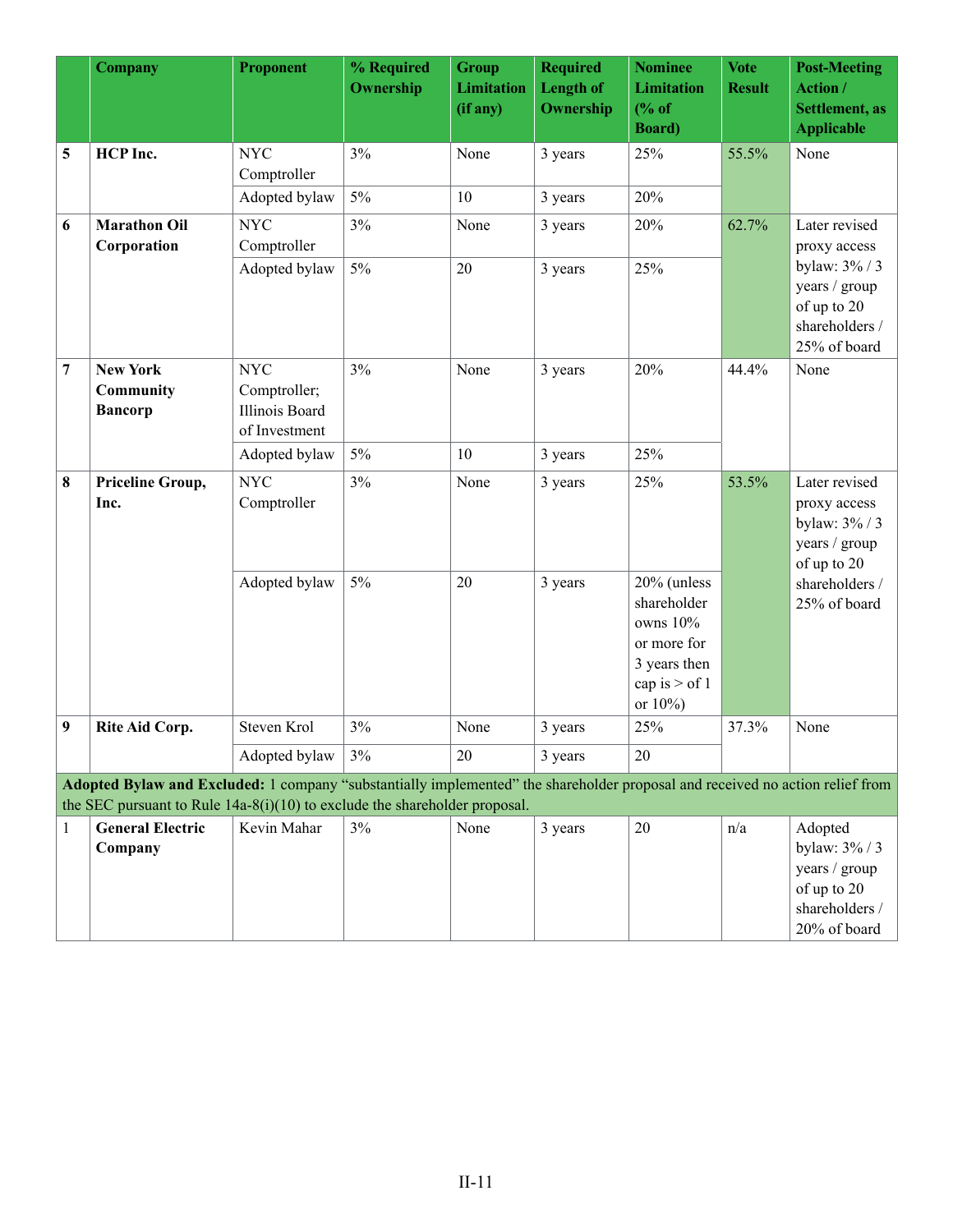| | Company | Proponent | % Required Ownership | Group Limitation (if any) | Required Length of Ownership | Nominee Limitation (% of Board) | Vote Result | Post-Meeting Action / Settlement, as Applicable |
|---|---|---|---|---|---|---|---|---|
| **5** | **HCP Inc.** | NYC Comptroller | 3% | None | 3 years | 25% | 55.5% | None |
| | | Adopted bylaw | 5% | 10 | 3 years | 20% | | |
| **6** | **Marathon Oil Corporation** | NYC Comptroller | 3% | None | 3 years | 20% | 62.7% | Later revised proxy access bylaw: 3% / 3 years / group of up to 20 shareholders / 25% of board |
| | | Adopted bylaw | 5% | 20 | 3 years | 25% | | |
| **7** | **New York Community Bancorp** | NYC Comptroller; Illinois Board of Investment | 3% | None | 3 years | 20% | 44.4% | None |
| | | Adopted bylaw | 5% | 10 | 3 years | 25% | | |
| **8** | **Priceline Group, Inc.** | NYC Comptroller | 3% | None | 3 years | 25% | 53.5% | Later revised proxy access bylaw: 3% / 3 years / group of up to 20 shareholders / 25% of board |
| | | Adopted bylaw | 5% | 20 | 3 years | 20% (unless shareholder owns 10% or more for 3 years then cap is > of 1 or 10%) | | |
| **9** | **Rite Aid Corp.** | Steven Krol | 3% | None | 3 years | 25% | 37.3% | None |
| | | Adopted bylaw | 3% | 20 | 3 years | 20 | | |
| **Adopted Bylaw and Excluded:** 1 company "substantially implemented" the shareholder proposal and received no action relief from the SEC pursuant to Rule 14a-8(i)(10) to exclude the shareholder proposal. | | | | | | | | |
| 1 | **General Electric Company** | Kevin Mahar | 3% | None | 3 years | 20 | n/a | Adopted bylaw: 3% / 3 years / group of up to 20 shareholders / 20% of board |